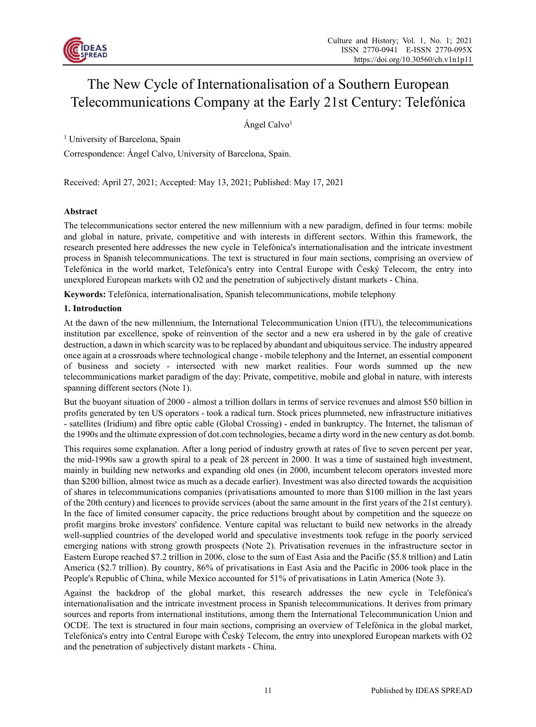# The New Cycle of Internationalisation of a Southern European Telecommunications Company at the Early 21st Century: Telefónica

Ángel Calvo[1]

[1] University of Barcelona, Spain

Correspondence: Ángel Calvo, University of Barcelona, Spain.

Received: April 27, 2021; Accepted: May 13, 2021; Published: May 17, 2021

**Abstract**

The telecommunications sector entered the new millennium with a new paradigm, defined in four terms: mobile and global in nature, private, competitive and with interests in different sectors. Within this framework, the research presented here addresses the new cycle in Telefónica's internationalisation and the intricate investment process in Spanish telecommunications. The text is structured in four main sections, comprising an overview of Telefónica in the world market, Telefónica's entry into Central Europe with Český Telecom, the entry into unexplored European markets with O2 and the penetration of subjectively distant markets - China.

**Keywords:** Telefónica, internationalisation, Spanish telecommunications, mobile telephony

## 1. Introduction

At the dawn of the new millennium, the International Telecommunication Union (ITU), the telecommunications institution par excellence, spoke of reinvention of the sector and a new era ushered in by the gale of creative destruction, a dawn in which scarcity was to be replaced by abundant and ubiquitous service. The industry appeared once again at a crossroads where technological change - mobile telephony and the Internet, an essential component of business and society - intersected with new market realities. Four words summed up the new telecommunications market paradigm of the day: Private, competitive, mobile and global in nature, with interests spanning different sectors (Note 1).

But the buoyant situation of 2000 - almost a trillion dollars in terms of service revenues and almost \$50 billion in profits generated by ten US operators - took a radical turn. Stock prices plummeted, new infrastructure initiatives - satellites (Iridium) and fibre optic cable (Global Crossing) - ended in bankruptcy. The Internet, the talisman of the 1990s and the ultimate expression of dot.com technologies, became a dirty word in the new century as dot.bomb.

This requires some explanation. After a long period of industry growth at rates of five to seven percent per year, the mid-1990s saw a growth spiral to a peak of 28 percent in 2000. It was a time of sustained high investment, mainly in building new networks and expanding old ones (in 2000, incumbent telecom operators invested more than \$200 billion, almost twice as much as a decade earlier). Investment was also directed towards the acquisition of shares in telecommunications companies (privatisations amounted to more than \$100 million in the last years of the 20th century) and licences to provide services (about the same amount in the first years of the 21st century). In the face of limited consumer capacity, the price reductions brought about by competition and the squeeze on profit margins broke investors' confidence. Venture capital was reluctant to build new networks in the already well-supplied countries of the developed world and speculative investments took refuge in the poorly serviced emerging nations with strong growth prospects (Note 2). Privatisation revenues in the infrastructure sector in Eastern Europe reached \$7.2 trillion in 2006, close to the sum of East Asia and the Pacific (\$5.8 trillion) and Latin America (\$2.7 trillion). By country, 86% of privatisations in East Asia and the Pacific in 2006 took place in the People's Republic of China, while Mexico accounted for 51% of privatisations in Latin America (Note 3).

Against the backdrop of the global market, this research addresses the new cycle in Telefónica's internationalisation and the intricate investment process in Spanish telecommunications. It derives from primary sources and reports from international institutions, among them the International Telecommunication Union and OCDE. The text is structured in four main sections, comprising an overview of Telefónica in the global market, Telefónica's entry into Central Europe with Český Telecom, the entry into unexplored European markets with O2 and the penetration of subjectively distant markets - China.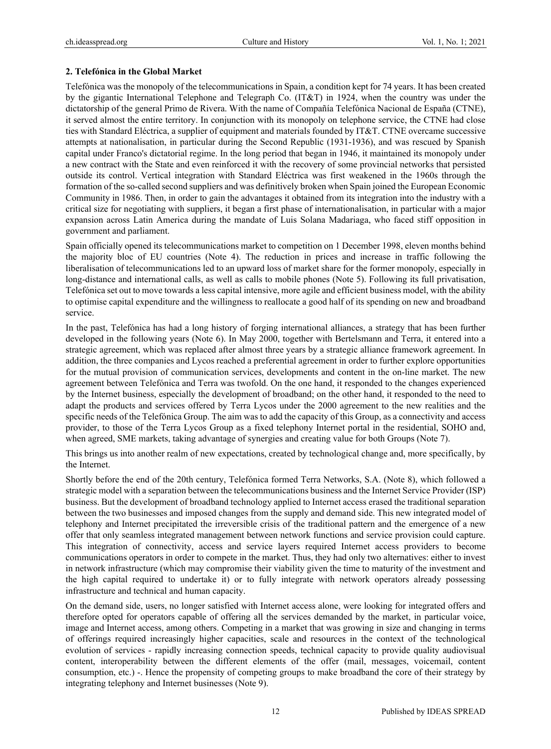## 2. Telefónica in the Global Market

Telefónica was the monopoly of the telecommunications in Spain, a condition kept for 74 years. It has been created by the gigantic International Telephone and Telegraph Co. (IT&T) in 1924, when the country was under the dictatorship of the general Primo de Rivera. With the name of Compañía Telefónica Nacional de España (CTNE), it served almost the entire territory. In conjunction with its monopoly on telephone service, the CTNE had close ties with Standard Eléctrica, a supplier of equipment and materials founded by IT&T. CTNE overcame successive attempts at nationalisation, in particular during the Second Republic (1931-1936), and was rescued by Spanish capital under Franco's dictatorial regime. In the long period that began in 1946, it maintained its monopoly under a new contract with the State and even reinforced it with the recovery of some provincial networks that persisted outside its control. Vertical integration with Standard Eléctrica was first weakened in the 1960s through the formation of the so-called second suppliers and was definitively broken when Spain joined the European Economic Community in 1986. Then, in order to gain the advantages it obtained from its integration into the industry with a critical size for negotiating with suppliers, it began a first phase of internationalisation, in particular with a major expansion across Latin America during the mandate of Luis Solana Madariaga, who faced stiff opposition in government and parliament.

Spain officially opened its telecommunications market to competition on 1 December 1998, eleven months behind the majority bloc of EU countries (Note 4). The reduction in prices and increase in traffic following the liberalisation of telecommunications led to an upward loss of market share for the former monopoly, especially in long-distance and international calls, as well as calls to mobile phones (Note 5). Following its full privatisation, Telefónica set out to move towards a less capital intensive, more agile and efficient business model, with the ability to optimise capital expenditure and the willingness to reallocate a good half of its spending on new and broadband service.

In the past, Telefónica has had a long history of forging international alliances, a strategy that has been further developed in the following years (Note 6). In May 2000, together with Bertelsmann and Terra, it entered into a strategic agreement, which was replaced after almost three years by a strategic alliance framework agreement. In addition, the three companies and Lycos reached a preferential agreement in order to further explore opportunities for the mutual provision of communication services, developments and content in the on-line market. The new agreement between Telefónica and Terra was twofold. On the one hand, it responded to the changes experienced by the Internet business, especially the development of broadband; on the other hand, it responded to the need to adapt the products and services offered by Terra Lycos under the 2000 agreement to the new realities and the specific needs of the Telefónica Group. The aim was to add the capacity of this Group, as a connectivity and access provider, to those of the Terra Lycos Group as a fixed telephony Internet portal in the residential, SOHO and, when agreed, SME markets, taking advantage of synergies and creating value for both Groups (Note 7).

This brings us into another realm of new expectations, created by technological change and, more specifically, by the Internet.

Shortly before the end of the 20th century, Telefónica formed Terra Networks, S.A. (Note 8), which followed a strategic model with a separation between the telecommunications business and the Internet Service Provider (ISP) business. But the development of broadband technology applied to Internet access erased the traditional separation between the two businesses and imposed changes from the supply and demand side. This new integrated model of telephony and Internet precipitated the irreversible crisis of the traditional pattern and the emergence of a new offer that only seamless integrated management between network functions and service provision could capture. This integration of connectivity, access and service layers required Internet access providers to become communications operators in order to compete in the market. Thus, they had only two alternatives: either to invest in network infrastructure (which may compromise their viability given the time to maturity of the investment and the high capital required to undertake it) or to fully integrate with network operators already possessing infrastructure and technical and human capacity.

On the demand side, users, no longer satisfied with Internet access alone, were looking for integrated offers and therefore opted for operators capable of offering all the services demanded by the market, in particular voice, image and Internet access, among others. Competing in a market that was growing in size and changing in terms of offerings required increasingly higher capacities, scale and resources in the context of the technological evolution of services - rapidly increasing connection speeds, technical capacity to provide quality audiovisual content, interoperability between the different elements of the offer (mail, messages, voicemail, content consumption, etc.) -. Hence the propensity of competing groups to make broadband the core of their strategy by integrating telephony and Internet businesses (Note 9).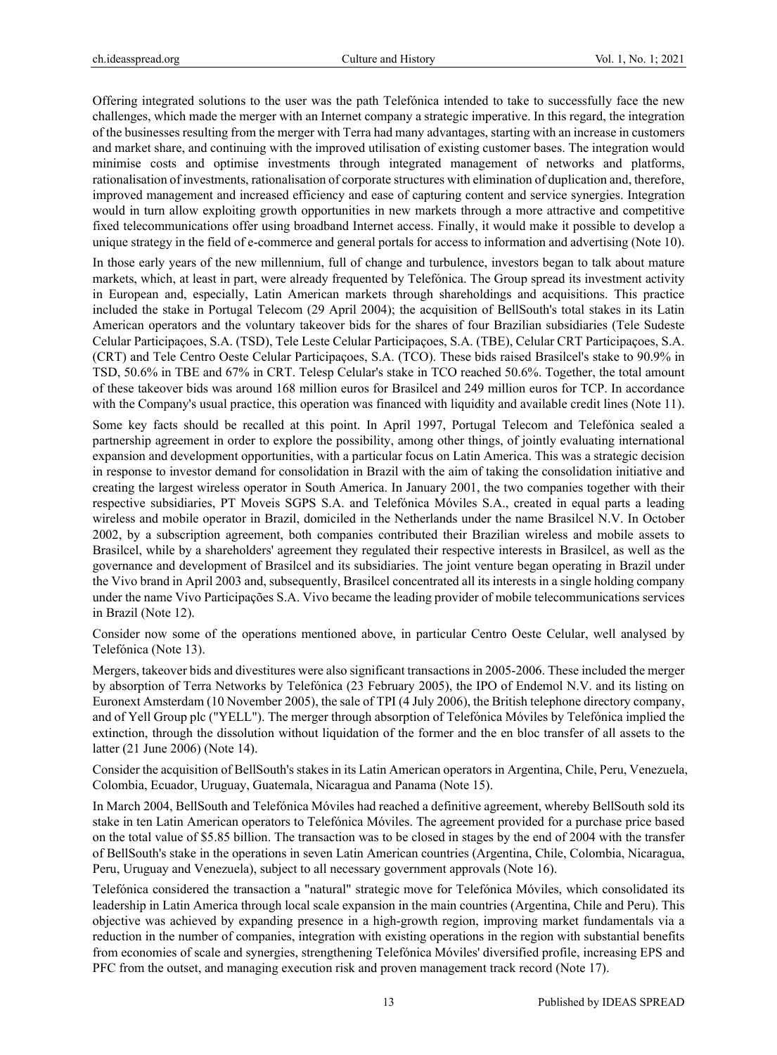Offering integrated solutions to the user was the path Telefónica intended to take to successfully face the new challenges, which made the merger with an Internet company a strategic imperative. In this regard, the integration of the businesses resulting from the merger with Terra had many advantages, starting with an increase in customers and market share, and continuing with the improved utilisation of existing customer bases. The integration would minimise costs and optimise investments through integrated management of networks and platforms, rationalisation of investments, rationalisation of corporate structures with elimination of duplication and, therefore, improved management and increased efficiency and ease of capturing content and service synergies. Integration would in turn allow exploiting growth opportunities in new markets through a more attractive and competitive fixed telecommunications offer using broadband Internet access. Finally, it would make it possible to develop a unique strategy in the field of e-commerce and general portals for access to information and advertising (Note 10).

In those early years of the new millennium, full of change and turbulence, investors began to talk about mature markets, which, at least in part, were already frequented by Telefónica. The Group spread its investment activity in European and, especially, Latin American markets through shareholdings and acquisitions. This practice included the stake in Portugal Telecom (29 April 2004); the acquisition of BellSouth's total stakes in its Latin American operators and the voluntary takeover bids for the shares of four Brazilian subsidiaries (Tele Sudeste Celular Participaçoes, S.A. (TSD), Tele Leste Celular Participaçoes, S.A. (TBE), Celular CRT Participaçoes, S.A. (CRT) and Tele Centro Oeste Celular Participaçoes, S.A. (TCO). These bids raised Brasilcel's stake to 90.9% in TSD, 50.6% in TBE and 67% in CRT. Telesp Celular's stake in TCO reached 50.6%. Together, the total amount of these takeover bids was around 168 million euros for Brasilcel and 249 million euros for TCP. In accordance with the Company's usual practice, this operation was financed with liquidity and available credit lines (Note 11).

Some key facts should be recalled at this point. In April 1997, Portugal Telecom and Telefónica sealed a partnership agreement in order to explore the possibility, among other things, of jointly evaluating international expansion and development opportunities, with a particular focus on Latin America. This was a strategic decision in response to investor demand for consolidation in Brazil with the aim of taking the consolidation initiative and creating the largest wireless operator in South America. In January 2001, the two companies together with their respective subsidiaries, PT Moveis SGPS S.A. and Telefónica Móviles S.A., created in equal parts a leading wireless and mobile operator in Brazil, domiciled in the Netherlands under the name Brasilcel N.V. In October 2002, by a subscription agreement, both companies contributed their Brazilian wireless and mobile assets to Brasilcel, while by a shareholders' agreement they regulated their respective interests in Brasilcel, as well as the governance and development of Brasilcel and its subsidiaries. The joint venture began operating in Brazil under the Vivo brand in April 2003 and, subsequently, Brasilcel concentrated all its interests in a single holding company under the name Vivo Participações S.A. Vivo became the leading provider of mobile telecommunications services in Brazil (Note 12).

Consider now some of the operations mentioned above, in particular Centro Oeste Celular, well analysed by Telefónica (Note 13).

Mergers, takeover bids and divestitures were also significant transactions in 2005-2006. These included the merger by absorption of Terra Networks by Telefónica (23 February 2005), the IPO of Endemol N.V. and its listing on Euronext Amsterdam (10 November 2005), the sale of TPI (4 July 2006), the British telephone directory company, and of Yell Group plc ("YELL"). The merger through absorption of Telefónica Móviles by Telefónica implied the extinction, through the dissolution without liquidation of the former and the en bloc transfer of all assets to the latter (21 June 2006) (Note 14).

Consider the acquisition of BellSouth's stakes in its Latin American operators in Argentina, Chile, Peru, Venezuela, Colombia, Ecuador, Uruguay, Guatemala, Nicaragua and Panama (Note 15).

In March 2004, BellSouth and Telefónica Móviles had reached a definitive agreement, whereby BellSouth sold its stake in ten Latin American operators to Telefónica Móviles. The agreement provided for a purchase price based on the total value of $5.85 billion. The transaction was to be closed in stages by the end of 2004 with the transfer of BellSouth's stake in the operations in seven Latin American countries (Argentina, Chile, Colombia, Nicaragua, Peru, Uruguay and Venezuela), subject to all necessary government approvals (Note 16).

Telefónica considered the transaction a "natural" strategic move for Telefónica Móviles, which consolidated its leadership in Latin America through local scale expansion in the main countries (Argentina, Chile and Peru). This objective was achieved by expanding presence in a high-growth region, improving market fundamentals via a reduction in the number of companies, integration with existing operations in the region with substantial benefits from economies of scale and synergies, strengthening Telefónica Móviles' diversified profile, increasing EPS and PFC from the outset, and managing execution risk and proven management track record (Note 17).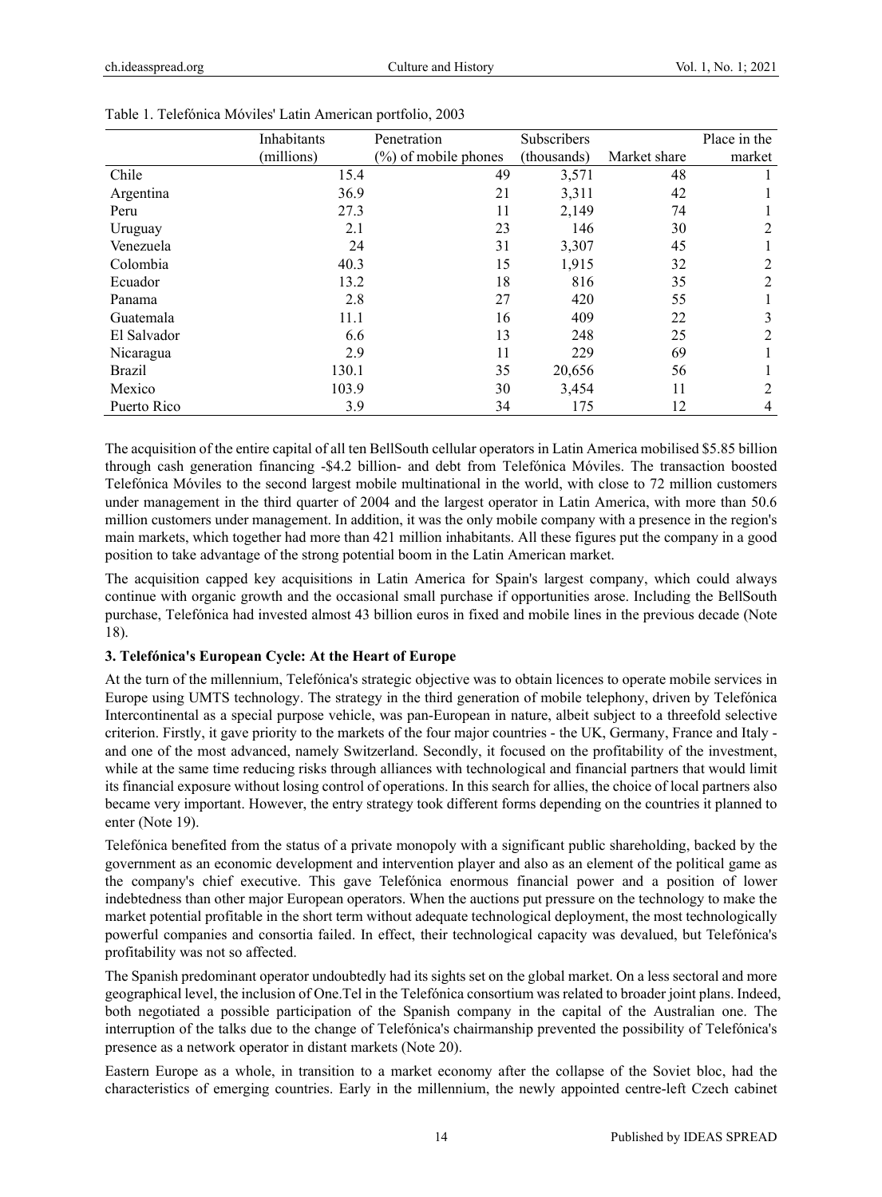Table 1. Telefónica Móviles' Latin American portfolio, 2003

| | Inhabitants (millions) | Penetration (%) of mobile phones | Subscribers (thousands) | Market share | Place in the market |
|---|---|---|---|---|---|
| Chile | 15.4 | 49 | 3,571 | 48 | 1 |
| Argentina | 36.9 | 21 | 3,311 | 42 | 1 |
| Peru | 27.3 | 11 | 2,149 | 74 | 1 |
| Uruguay | 2.1 | 23 | 146 | 30 | 2 |
| Venezuela | 24 | 31 | 3,307 | 45 | 1 |
| Colombia | 40.3 | 15 | 1,915 | 32 | 2 |
| Ecuador | 13.2 | 18 | 816 | 35 | 2 |
| Panama | 2.8 | 27 | 420 | 55 | 1 |
| Guatemala | 11.1 | 16 | 409 | 22 | 3 |
| El Salvador | 6.6 | 13 | 248 | 25 | 2 |
| Nicaragua | 2.9 | 11 | 229 | 69 | 1 |
| Brazil | 130.1 | 35 | 20,656 | 56 | 1 |
| Mexico | 103.9 | 30 | 3,454 | 11 | 2 |
| Puerto Rico | 3.9 | 34 | 175 | 12 | 4 |

The acquisition of the entire capital of all ten BellSouth cellular operators in Latin America mobilised $5.85 billion through cash generation financing -$4.2 billion- and debt from Telefónica Móviles. The transaction boosted Telefónica Móviles to the second largest mobile multinational in the world, with close to 72 million customers under management in the third quarter of 2004 and the largest operator in Latin America, with more than 50.6 million customers under management. In addition, it was the only mobile company with a presence in the region's main markets, which together had more than 421 million inhabitants. All these figures put the company in a good position to take advantage of the strong potential boom in the Latin American market.

The acquisition capped key acquisitions in Latin America for Spain's largest company, which could always continue with organic growth and the occasional small purchase if opportunities arose. Including the BellSouth purchase, Telefónica had invested almost 43 billion euros in fixed and mobile lines in the previous decade (Note 18).

### 3. Telefónica's European Cycle: At the Heart of Europe

At the turn of the millennium, Telefónica's strategic objective was to obtain licences to operate mobile services in Europe using UMTS technology. The strategy in the third generation of mobile telephony, driven by Telefónica Intercontinental as a special purpose vehicle, was pan-European in nature, albeit subject to a threefold selective criterion. Firstly, it gave priority to the markets of the four major countries - the UK, Germany, France and Italy - and one of the most advanced, namely Switzerland. Secondly, it focused on the profitability of the investment, while at the same time reducing risks through alliances with technological and financial partners that would limit its financial exposure without losing control of operations. In this search for allies, the choice of local partners also became very important. However, the entry strategy took different forms depending on the countries it planned to enter (Note 19).

Telefónica benefited from the status of a private monopoly with a significant public shareholding, backed by the government as an economic development and intervention player and also as an element of the political game as the company's chief executive. This gave Telefónica enormous financial power and a position of lower indebtedness than other major European operators. When the auctions put pressure on the technology to make the market potential profitable in the short term without adequate technological deployment, the most technologically powerful companies and consortia failed. In effect, their technological capacity was devalued, but Telefónica's profitability was not so affected.

The Spanish predominant operator undoubtedly had its sights set on the global market. On a less sectoral and more geographical level, the inclusion of One.Tel in the Telefónica consortium was related to broader joint plans. Indeed, both negotiated a possible participation of the Spanish company in the capital of the Australian one. The interruption of the talks due to the change of Telefónica's chairmanship prevented the possibility of Telefónica's presence as a network operator in distant markets (Note 20).

Eastern Europe as a whole, in transition to a market economy after the collapse of the Soviet bloc, had the characteristics of emerging countries. Early in the millennium, the newly appointed centre-left Czech cabinet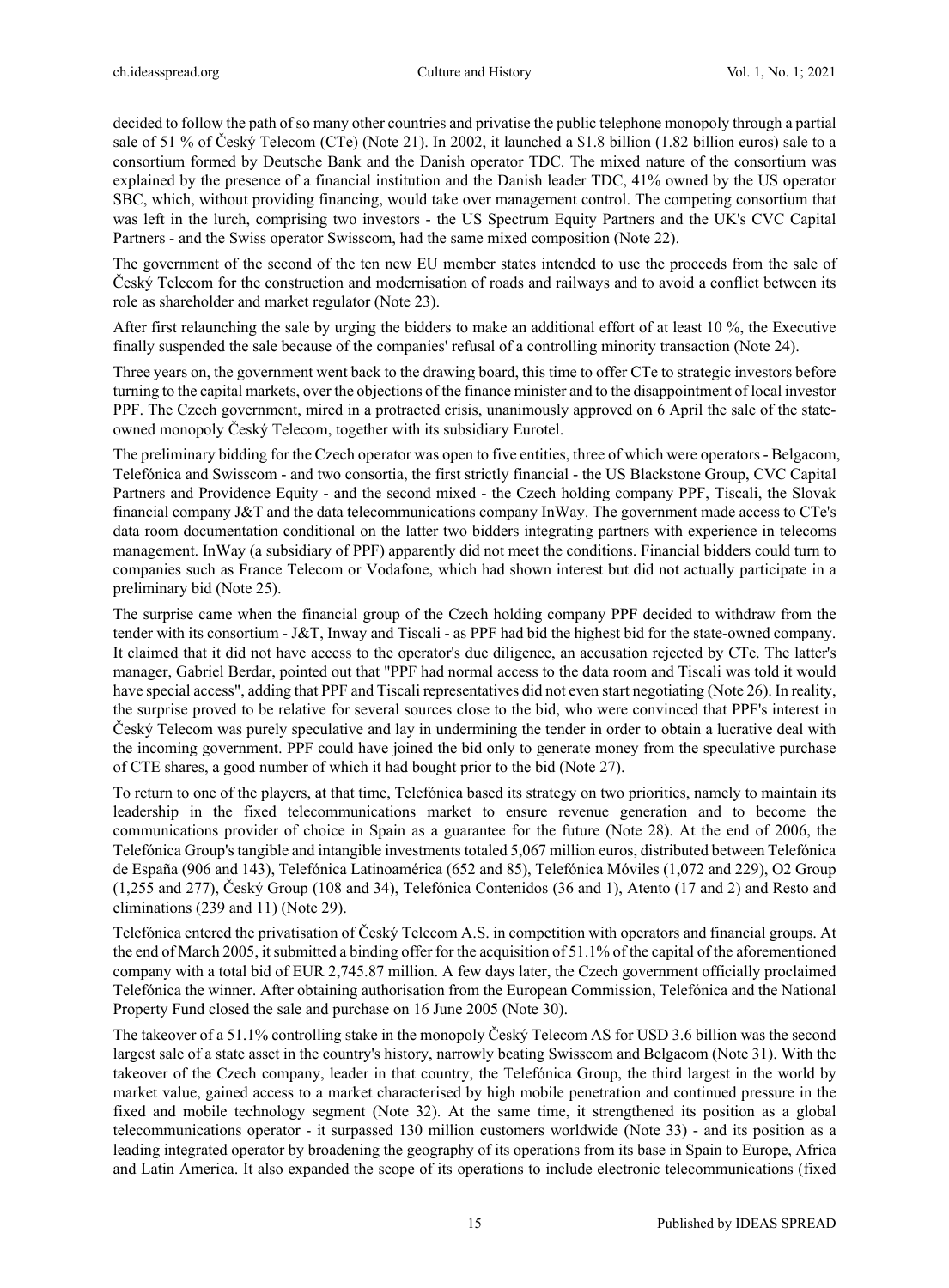decided to follow the path of so many other countries and privatise the public telephone monopoly through a partial sale of 51 % of Český Telecom (CTe) (Note 21). In 2002, it launched a $1.8 billion (1.82 billion euros) sale to a consortium formed by Deutsche Bank and the Danish operator TDC. The mixed nature of the consortium was explained by the presence of a financial institution and the Danish leader TDC, 41% owned by the US operator SBC, which, without providing financing, would take over management control. The competing consortium that was left in the lurch, comprising two investors - the US Spectrum Equity Partners and the UK's CVC Capital Partners - and the Swiss operator Swisscom, had the same mixed composition (Note 22).

The government of the second of the ten new EU member states intended to use the proceeds from the sale of Český Telecom for the construction and modernisation of roads and railways and to avoid a conflict between its role as shareholder and market regulator (Note 23).

After first relaunching the sale by urging the bidders to make an additional effort of at least 10 %, the Executive finally suspended the sale because of the companies' refusal of a controlling minority transaction (Note 24).

Three years on, the government went back to the drawing board, this time to offer CTe to strategic investors before turning to the capital markets, over the objections of the finance minister and to the disappointment of local investor PPF. The Czech government, mired in a protracted crisis, unanimously approved on 6 April the sale of the state-owned monopoly Český Telecom, together with its subsidiary Eurotel.

The preliminary bidding for the Czech operator was open to five entities, three of which were operators - Belgacom, Telefónica and Swisscom - and two consortia, the first strictly financial - the US Blackstone Group, CVC Capital Partners and Providence Equity - and the second mixed - the Czech holding company PPF, Tiscali, the Slovak financial company J&T and the data telecommunications company InWay. The government made access to CTe's data room documentation conditional on the latter two bidders integrating partners with experience in telecoms management. InWay (a subsidiary of PPF) apparently did not meet the conditions. Financial bidders could turn to companies such as France Telecom or Vodafone, which had shown interest but did not actually participate in a preliminary bid (Note 25).

The surprise came when the financial group of the Czech holding company PPF decided to withdraw from the tender with its consortium - J&T, Inway and Tiscali - as PPF had bid the highest bid for the state-owned company. It claimed that it did not have access to the operator's due diligence, an accusation rejected by CTe. The latter's manager, Gabriel Berdar, pointed out that "PPF had normal access to the data room and Tiscali was told it would have special access", adding that PPF and Tiscali representatives did not even start negotiating (Note 26). In reality, the surprise proved to be relative for several sources close to the bid, who were convinced that PPF's interest in Český Telecom was purely speculative and lay in undermining the tender in order to obtain a lucrative deal with the incoming government. PPF could have joined the bid only to generate money from the speculative purchase of CTE shares, a good number of which it had bought prior to the bid (Note 27).

To return to one of the players, at that time, Telefónica based its strategy on two priorities, namely to maintain its leadership in the fixed telecommunications market to ensure revenue generation and to become the communications provider of choice in Spain as a guarantee for the future (Note 28). At the end of 2006, the Telefónica Group's tangible and intangible investments totaled 5,067 million euros, distributed between Telefónica de España (906 and 143), Telefónica Latinoamérica (652 and 85), Telefónica Móviles (1,072 and 229), O2 Group (1,255 and 277), Český Group (108 and 34), Telefónica Contenidos (36 and 1), Atento (17 and 2) and Resto and eliminations (239 and 11) (Note 29).

Telefónica entered the privatisation of Český Telecom A.S. in competition with operators and financial groups. At the end of March 2005, it submitted a binding offer for the acquisition of 51.1% of the capital of the aforementioned company with a total bid of EUR 2,745.87 million. A few days later, the Czech government officially proclaimed Telefónica the winner. After obtaining authorisation from the European Commission, Telefónica and the National Property Fund closed the sale and purchase on 16 June 2005 (Note 30).

The takeover of a 51.1% controlling stake in the monopoly Český Telecom AS for USD 3.6 billion was the second largest sale of a state asset in the country's history, narrowly beating Swisscom and Belgacom (Note 31). With the takeover of the Czech company, leader in that country, the Telefónica Group, the third largest in the world by market value, gained access to a market characterised by high mobile penetration and continued pressure in the fixed and mobile technology segment (Note 32). At the same time, it strengthened its position as a global telecommunications operator - it surpassed 130 million customers worldwide (Note 33) - and its position as a leading integrated operator by broadening the geography of its operations from its base in Spain to Europe, Africa and Latin America. It also expanded the scope of its operations to include electronic telecommunications (fixed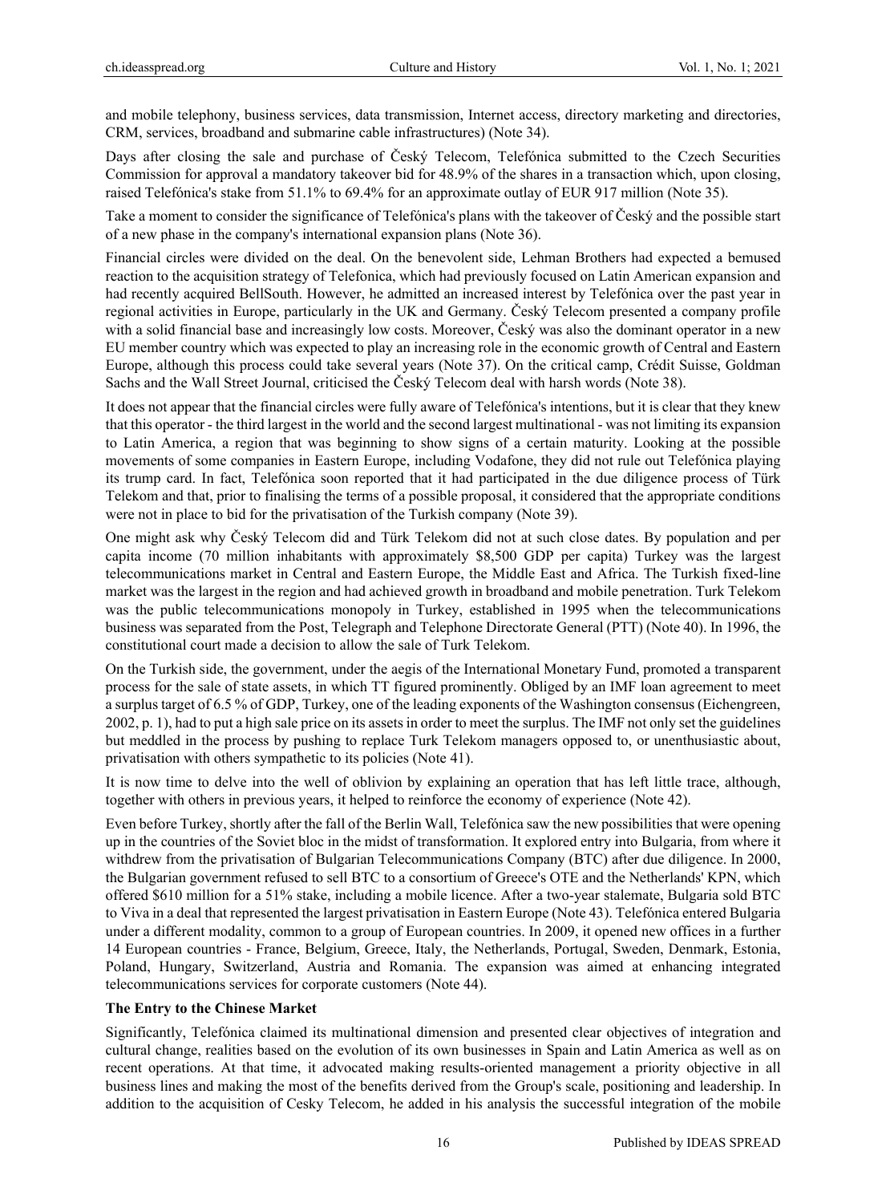and mobile telephony, business services, data transmission, Internet access, directory marketing and directories, CRM, services, broadband and submarine cable infrastructures) (Note 34).

Days after closing the sale and purchase of Český Telecom, Telefónica submitted to the Czech Securities Commission for approval a mandatory takeover bid for 48.9% of the shares in a transaction which, upon closing, raised Telefónica's stake from 51.1% to 69.4% for an approximate outlay of EUR 917 million (Note 35).

Take a moment to consider the significance of Telefónica's plans with the takeover of Český and the possible start of a new phase in the company's international expansion plans (Note 36).

Financial circles were divided on the deal. On the benevolent side, Lehman Brothers had expected a bemused reaction to the acquisition strategy of Telefonica, which had previously focused on Latin American expansion and had recently acquired BellSouth. However, he admitted an increased interest by Telefónica over the past year in regional activities in Europe, particularly in the UK and Germany. Český Telecom presented a company profile with a solid financial base and increasingly low costs. Moreover, Český was also the dominant operator in a new EU member country which was expected to play an increasing role in the economic growth of Central and Eastern Europe, although this process could take several years (Note 37). On the critical camp, Crédit Suisse, Goldman Sachs and the Wall Street Journal, criticised the Český Telecom deal with harsh words (Note 38).

It does not appear that the financial circles were fully aware of Telefónica's intentions, but it is clear that they knew that this operator - the third largest in the world and the second largest multinational - was not limiting its expansion to Latin America, a region that was beginning to show signs of a certain maturity. Looking at the possible movements of some companies in Eastern Europe, including Vodafone, they did not rule out Telefónica playing its trump card. In fact, Telefónica soon reported that it had participated in the due diligence process of Türk Telekom and that, prior to finalising the terms of a possible proposal, it considered that the appropriate conditions were not in place to bid for the privatisation of the Turkish company (Note 39).

One might ask why Český Telecom did and Türk Telekom did not at such close dates. By population and per capita income (70 million inhabitants with approximately $8,500 GDP per capita) Turkey was the largest telecommunications market in Central and Eastern Europe, the Middle East and Africa. The Turkish fixed-line market was the largest in the region and had achieved growth in broadband and mobile penetration. Turk Telekom was the public telecommunications monopoly in Turkey, established in 1995 when the telecommunications business was separated from the Post, Telegraph and Telephone Directorate General (PTT) (Note 40). In 1996, the constitutional court made a decision to allow the sale of Turk Telekom.

On the Turkish side, the government, under the aegis of the International Monetary Fund, promoted a transparent process for the sale of state assets, in which TT figured prominently. Obliged by an IMF loan agreement to meet a surplus target of 6.5 % of GDP, Turkey, one of the leading exponents of the Washington consensus (Eichengreen, 2002, p. 1), had to put a high sale price on its assets in order to meet the surplus. The IMF not only set the guidelines but meddled in the process by pushing to replace Turk Telekom managers opposed to, or unenthusiastic about, privatisation with others sympathetic to its policies (Note 41).

It is now time to delve into the well of oblivion by explaining an operation that has left little trace, although, together with others in previous years, it helped to reinforce the economy of experience (Note 42).

Even before Turkey, shortly after the fall of the Berlin Wall, Telefónica saw the new possibilities that were opening up in the countries of the Soviet bloc in the midst of transformation. It explored entry into Bulgaria, from where it withdrew from the privatisation of Bulgarian Telecommunications Company (BTC) after due diligence. In 2000, the Bulgarian government refused to sell BTC to a consortium of Greece's OTE and the Netherlands' KPN, which offered $610 million for a 51% stake, including a mobile licence. After a two-year stalemate, Bulgaria sold BTC to Viva in a deal that represented the largest privatisation in Eastern Europe (Note 43). Telefónica entered Bulgaria under a different modality, common to a group of European countries. In 2009, it opened new offices in a further 14 European countries - France, Belgium, Greece, Italy, the Netherlands, Portugal, Sweden, Denmark, Estonia, Poland, Hungary, Switzerland, Austria and Romania. The expansion was aimed at enhancing integrated telecommunications services for corporate customers (Note 44).

**The Entry to the Chinese Market**

Significantly, Telefónica claimed its multinational dimension and presented clear objectives of integration and cultural change, realities based on the evolution of its own businesses in Spain and Latin America as well as on recent operations. At that time, it advocated making results-oriented management a priority objective in all business lines and making the most of the benefits derived from the Group's scale, positioning and leadership. In addition to the acquisition of Cesky Telecom, he added in his analysis the successful integration of the mobile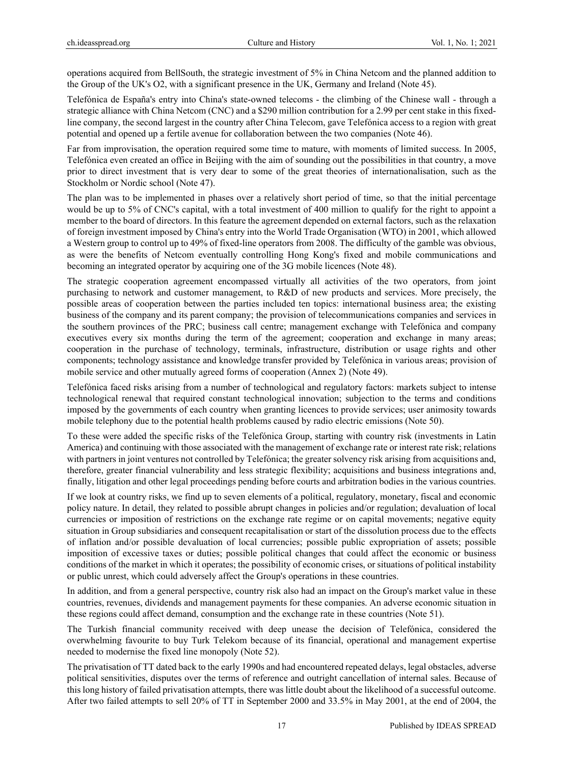operations acquired from BellSouth, the strategic investment of 5% in China Netcom and the planned addition to the Group of the UK's O2, with a significant presence in the UK, Germany and Ireland (Note 45).

Telefónica de España's entry into China's state-owned telecoms - the climbing of the Chinese wall - through a strategic alliance with China Netcom (CNC) and a $290 million contribution for a 2.99 per cent stake in this fixed-line company, the second largest in the country after China Telecom, gave Telefónica access to a region with great potential and opened up a fertile avenue for collaboration between the two companies (Note 46).

Far from improvisation, the operation required some time to mature, with moments of limited success. In 2005, Telefónica even created an office in Beijing with the aim of sounding out the possibilities in that country, a move prior to direct investment that is very dear to some of the great theories of internationalisation, such as the Stockholm or Nordic school (Note 47).

The plan was to be implemented in phases over a relatively short period of time, so that the initial percentage would be up to 5% of CNC's capital, with a total investment of 400 million to qualify for the right to appoint a member to the board of directors. In this feature the agreement depended on external factors, such as the relaxation of foreign investment imposed by China's entry into the World Trade Organisation (WTO) in 2001, which allowed a Western group to control up to 49% of fixed-line operators from 2008. The difficulty of the gamble was obvious, as were the benefits of Netcom eventually controlling Hong Kong's fixed and mobile communications and becoming an integrated operator by acquiring one of the 3G mobile licences (Note 48).

The strategic cooperation agreement encompassed virtually all activities of the two operators, from joint purchasing to network and customer management, to R&D of new products and services. More precisely, the possible areas of cooperation between the parties included ten topics: international business area; the existing business of the company and its parent company; the provision of telecommunications companies and services in the southern provinces of the PRC; business call centre; management exchange with Telefónica and company executives every six months during the term of the agreement; cooperation and exchange in many areas; cooperation in the purchase of technology, terminals, infrastructure, distribution or usage rights and other components; technology assistance and knowledge transfer provided by Telefónica in various areas; provision of mobile service and other mutually agreed forms of cooperation (Annex 2) (Note 49).

Telefónica faced risks arising from a number of technological and regulatory factors: markets subject to intense technological renewal that required constant technological innovation; subjection to the terms and conditions imposed by the governments of each country when granting licences to provide services; user animosity towards mobile telephony due to the potential health problems caused by radio electric emissions (Note 50).

To these were added the specific risks of the Telefónica Group, starting with country risk (investments in Latin America) and continuing with those associated with the management of exchange rate or interest rate risk; relations with partners in joint ventures not controlled by Telefónica; the greater solvency risk arising from acquisitions and, therefore, greater financial vulnerability and less strategic flexibility; acquisitions and business integrations and, finally, litigation and other legal proceedings pending before courts and arbitration bodies in the various countries.

If we look at country risks, we find up to seven elements of a political, regulatory, monetary, fiscal and economic policy nature. In detail, they related to possible abrupt changes in policies and/or regulation; devaluation of local currencies or imposition of restrictions on the exchange rate regime or on capital movements; negative equity situation in Group subsidiaries and consequent recapitalisation or start of the dissolution process due to the effects of inflation and/or possible devaluation of local currencies; possible public expropriation of assets; possible imposition of excessive taxes or duties; possible political changes that could affect the economic or business conditions of the market in which it operates; the possibility of economic crises, or situations of political instability or public unrest, which could adversely affect the Group's operations in these countries.

In addition, and from a general perspective, country risk also had an impact on the Group's market value in these countries, revenues, dividends and management payments for these companies. An adverse economic situation in these regions could affect demand, consumption and the exchange rate in these countries (Note 51).

The Turkish financial community received with deep unease the decision of Telefónica, considered the overwhelming favourite to buy Turk Telekom because of its financial, operational and management expertise needed to modernise the fixed line monopoly (Note 52).

The privatisation of TT dated back to the early 1990s and had encountered repeated delays, legal obstacles, adverse political sensitivities, disputes over the terms of reference and outright cancellation of internal sales. Because of this long history of failed privatisation attempts, there was little doubt about the likelihood of a successful outcome. After two failed attempts to sell 20% of TT in September 2000 and 33.5% in May 2001, at the end of 2004, the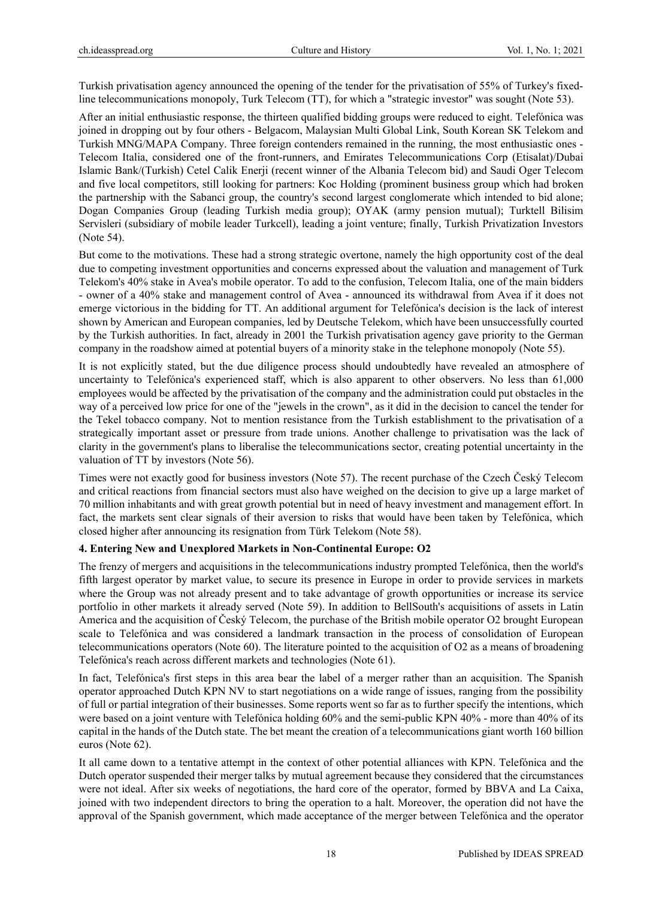Turkish privatisation agency announced the opening of the tender for the privatisation of 55% of Turkey's fixed-line telecommunications monopoly, Turk Telecom (TT), for which a "strategic investor" was sought (Note 53).

After an initial enthusiastic response, the thirteen qualified bidding groups were reduced to eight. Telefónica was joined in dropping out by four others - Belgacom, Malaysian Multi Global Link, South Korean SK Telekom and Turkish MNG/MAPA Company. Three foreign contenders remained in the running, the most enthusiastic ones - Telecom Italia, considered one of the front-runners, and Emirates Telecommunications Corp (Etisalat)/Dubai Islamic Bank/(Turkish) Cetel Calik Enerji (recent winner of the Albania Telecom bid) and Saudi Oger Telecom and five local competitors, still looking for partners: Koc Holding (prominent business group which had broken the partnership with the Sabanci group, the country's second largest conglomerate which intended to bid alone; Dogan Companies Group (leading Turkish media group); OYAK (army pension mutual); Turktell Bilisim Servisleri (subsidiary of mobile leader Turkcell), leading a joint venture; finally, Turkish Privatization Investors (Note 54).

But come to the motivations. These had a strong strategic overtone, namely the high opportunity cost of the deal due to competing investment opportunities and concerns expressed about the valuation and management of Turk Telekom's 40% stake in Avea's mobile operator. To add to the confusion, Telecom Italia, one of the main bidders - owner of a 40% stake and management control of Avea - announced its withdrawal from Avea if it does not emerge victorious in the bidding for TT. An additional argument for Telefónica's decision is the lack of interest shown by American and European companies, led by Deutsche Telekom, which have been unsuccessfully courted by the Turkish authorities. In fact, already in 2001 the Turkish privatisation agency gave priority to the German company in the roadshow aimed at potential buyers of a minority stake in the telephone monopoly (Note 55).

It is not explicitly stated, but the due diligence process should undoubtedly have revealed an atmosphere of uncertainty to Telefónica's experienced staff, which is also apparent to other observers. No less than 61,000 employees would be affected by the privatisation of the company and the administration could put obstacles in the way of a perceived low price for one of the "jewels in the crown", as it did in the decision to cancel the tender for the Tekel tobacco company. Not to mention resistance from the Turkish establishment to the privatisation of a strategically important asset or pressure from trade unions. Another challenge to privatisation was the lack of clarity in the government's plans to liberalise the telecommunications sector, creating potential uncertainty in the valuation of TT by investors (Note 56).

Times were not exactly good for business investors (Note 57). The recent purchase of the Czech Český Telecom and critical reactions from financial sectors must also have weighed on the decision to give up a large market of 70 million inhabitants and with great growth potential but in need of heavy investment and management effort. In fact, the markets sent clear signals of their aversion to risks that would have been taken by Telefónica, which closed higher after announcing its resignation from Türk Telekom (Note 58).

## 4. Entering New and Unexplored Markets in Non-Continental Europe: O2

The frenzy of mergers and acquisitions in the telecommunications industry prompted Telefónica, then the world's fifth largest operator by market value, to secure its presence in Europe in order to provide services in markets where the Group was not already present and to take advantage of growth opportunities or increase its service portfolio in other markets it already served (Note 59). In addition to BellSouth's acquisitions of assets in Latin America and the acquisition of Český Telecom, the purchase of the British mobile operator O2 brought European scale to Telefónica and was considered a landmark transaction in the process of consolidation of European telecommunications operators (Note 60). The literature pointed to the acquisition of O2 as a means of broadening Telefónica's reach across different markets and technologies (Note 61).

In fact, Telefónica's first steps in this area bear the label of a merger rather than an acquisition. The Spanish operator approached Dutch KPN NV to start negotiations on a wide range of issues, ranging from the possibility of full or partial integration of their businesses. Some reports went so far as to further specify the intentions, which were based on a joint venture with Telefónica holding 60% and the semi-public KPN 40% - more than 40% of its capital in the hands of the Dutch state. The bet meant the creation of a telecommunications giant worth 160 billion euros (Note 62).

It all came down to a tentative attempt in the context of other potential alliances with KPN. Telefónica and the Dutch operator suspended their merger talks by mutual agreement because they considered that the circumstances were not ideal. After six weeks of negotiations, the hard core of the operator, formed by BBVA and La Caixa, joined with two independent directors to bring the operation to a halt. Moreover, the operation did not have the approval of the Spanish government, which made acceptance of the merger between Telefónica and the operator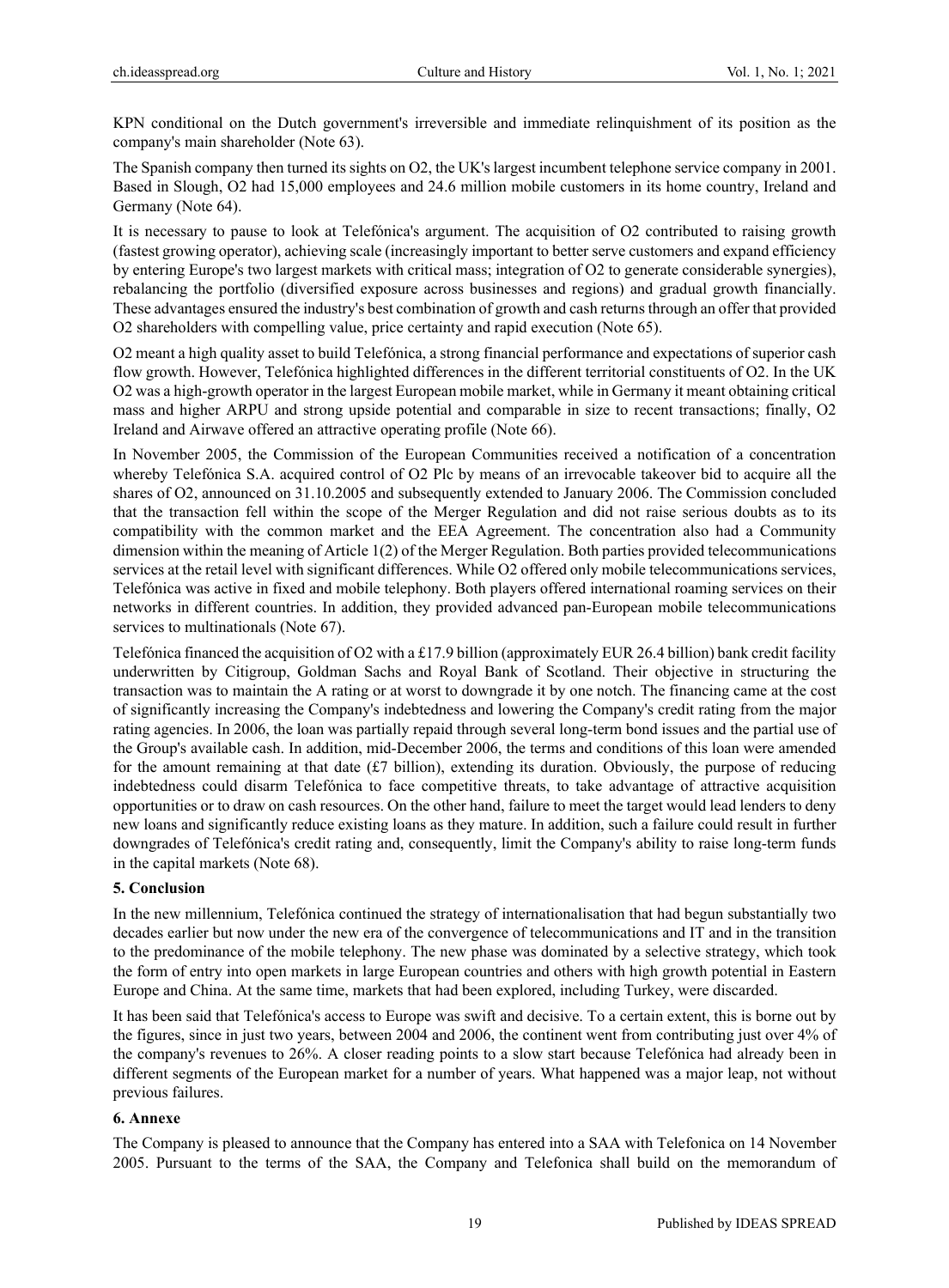KPN conditional on the Dutch government's irreversible and immediate relinquishment of its position as the company's main shareholder (Note 63).

The Spanish company then turned its sights on O2, the UK's largest incumbent telephone service company in 2001. Based in Slough, O2 had 15,000 employees and 24.6 million mobile customers in its home country, Ireland and Germany (Note 64).

It is necessary to pause to look at Telefónica's argument. The acquisition of O2 contributed to raising growth (fastest growing operator), achieving scale (increasingly important to better serve customers and expand efficiency by entering Europe's two largest markets with critical mass; integration of O2 to generate considerable synergies), rebalancing the portfolio (diversified exposure across businesses and regions) and gradual growth financially. These advantages ensured the industry's best combination of growth and cash returns through an offer that provided O2 shareholders with compelling value, price certainty and rapid execution (Note 65).

O2 meant a high quality asset to build Telefónica, a strong financial performance and expectations of superior cash flow growth. However, Telefónica highlighted differences in the different territorial constituents of O2. In the UK O2 was a high-growth operator in the largest European mobile market, while in Germany it meant obtaining critical mass and higher ARPU and strong upside potential and comparable in size to recent transactions; finally, O2 Ireland and Airwave offered an attractive operating profile (Note 66).

In November 2005, the Commission of the European Communities received a notification of a concentration whereby Telefónica S.A. acquired control of O2 Plc by means of an irrevocable takeover bid to acquire all the shares of O2, announced on 31.10.2005 and subsequently extended to January 2006. The Commission concluded that the transaction fell within the scope of the Merger Regulation and did not raise serious doubts as to its compatibility with the common market and the EEA Agreement. The concentration also had a Community dimension within the meaning of Article 1(2) of the Merger Regulation. Both parties provided telecommunications services at the retail level with significant differences. While O2 offered only mobile telecommunications services, Telefónica was active in fixed and mobile telephony. Both players offered international roaming services on their networks in different countries. In addition, they provided advanced pan-European mobile telecommunications services to multinationals (Note 67).

Telefónica financed the acquisition of O2 with a £17.9 billion (approximately EUR 26.4 billion) bank credit facility underwritten by Citigroup, Goldman Sachs and Royal Bank of Scotland. Their objective in structuring the transaction was to maintain the A rating or at worst to downgrade it by one notch. The financing came at the cost of significantly increasing the Company's indebtedness and lowering the Company's credit rating from the major rating agencies. In 2006, the loan was partially repaid through several long-term bond issues and the partial use of the Group's available cash. In addition, mid-December 2006, the terms and conditions of this loan were amended for the amount remaining at that date (£7 billion), extending its duration. Obviously, the purpose of reducing indebtedness could disarm Telefónica to face competitive threats, to take advantage of attractive acquisition opportunities or to draw on cash resources. On the other hand, failure to meet the target would lead lenders to deny new loans and significantly reduce existing loans as they mature. In addition, such a failure could result in further downgrades of Telefónica's credit rating and, consequently, limit the Company's ability to raise long-term funds in the capital markets (Note 68).

## 5. Conclusion

In the new millennium, Telefónica continued the strategy of internationalisation that had begun substantially two decades earlier but now under the new era of the convergence of telecommunications and IT and in the transition to the predominance of the mobile telephony. The new phase was dominated by a selective strategy, which took the form of entry into open markets in large European countries and others with high growth potential in Eastern Europe and China. At the same time, markets that had been explored, including Turkey, were discarded.

It has been said that Telefónica's access to Europe was swift and decisive. To a certain extent, this is borne out by the figures, since in just two years, between 2004 and 2006, the continent went from contributing just over 4% of the company's revenues to 26%. A closer reading points to a slow start because Telefónica had already been in different segments of the European market for a number of years. What happened was a major leap, not without previous failures.

## 6. Annexe

The Company is pleased to announce that the Company has entered into a SAA with Telefonica on 14 November 2005. Pursuant to the terms of the SAA, the Company and Telefonica shall build on the memorandum of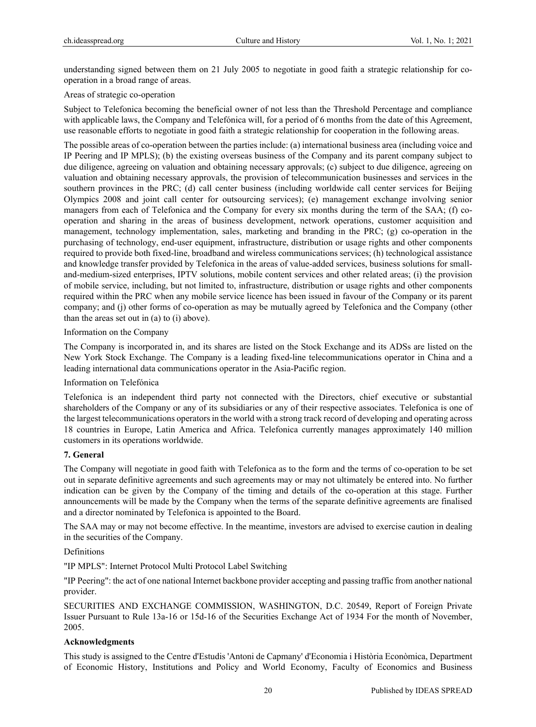understanding signed between them on 21 July 2005 to negotiate in good faith a strategic relationship for co-operation in a broad range of areas.

Areas of strategic co-operation

Subject to Telefonica becoming the beneficial owner of not less than the Threshold Percentage and compliance with applicable laws, the Company and Telefónica will, for a period of 6 months from the date of this Agreement, use reasonable efforts to negotiate in good faith a strategic relationship for cooperation in the following areas.

The possible areas of co-operation between the parties include: (a) international business area (including voice and IP Peering and IP MPLS); (b) the existing overseas business of the Company and its parent company subject to due diligence, agreeing on valuation and obtaining necessary approvals; (c) subject to due diligence, agreeing on valuation and obtaining necessary approvals, the provision of telecommunication businesses and services in the southern provinces in the PRC; (d) call center business (including worldwide call center services for Beijing Olympics 2008 and joint call center for outsourcing services); (e) management exchange involving senior managers from each of Telefonica and the Company for every six months during the term of the SAA; (f) co-operation and sharing in the areas of business development, network operations, customer acquisition and management, technology implementation, sales, marketing and branding in the PRC; (g) co-operation in the purchasing of technology, end-user equipment, infrastructure, distribution or usage rights and other components required to provide both fixed-line, broadband and wireless communications services; (h) technological assistance and knowledge transfer provided by Telefonica in the areas of value-added services, business solutions for small-and-medium-sized enterprises, IPTV solutions, mobile content services and other related areas; (i) the provision of mobile service, including, but not limited to, infrastructure, distribution or usage rights and other components required within the PRC when any mobile service licence has been issued in favour of the Company or its parent company; and (j) other forms of co-operation as may be mutually agreed by Telefonica and the Company (other than the areas set out in (a) to (i) above).

Information on the Company

The Company is incorporated in, and its shares are listed on the Stock Exchange and its ADSs are listed on the New York Stock Exchange. The Company is a leading fixed-line telecommunications operator in China and a leading international data communications operator in the Asia-Pacific region.

Information on Telefónica

Telefonica is an independent third party not connected with the Directors, chief executive or substantial shareholders of the Company or any of its subsidiaries or any of their respective associates. Telefonica is one of the largest telecommunications operators in the world with a strong track record of developing and operating across 18 countries in Europe, Latin America and Africa. Telefonica currently manages approximately 140 million customers in its operations worldwide.

**7. General**

The Company will negotiate in good faith with Telefonica as to the form and the terms of co-operation to be set out in separate definitive agreements and such agreements may or may not ultimately be entered into. No further indication can be given by the Company of the timing and details of the co-operation at this stage. Further announcements will be made by the Company when the terms of the separate definitive agreements are finalised and a director nominated by Telefonica is appointed to the Board.

The SAA may or may not become effective. In the meantime, investors are advised to exercise caution in dealing in the securities of the Company.

Definitions

"IP MPLS": Internet Protocol Multi Protocol Label Switching

"IP Peering": the act of one national Internet backbone provider accepting and passing traffic from another national provider.

SECURITIES AND EXCHANGE COMMISSION, WASHINGTON, D.C. 20549, Report of Foreign Private Issuer Pursuant to Rule 13a-16 or 15d-16 of the Securities Exchange Act of 1934 For the month of November, 2005.

**Acknowledgments**

This study is assigned to the Centre d'Estudis 'Antoni de Capmany' d'Economia i Història Econòmica, Department of Economic History, Institutions and Policy and World Economy, Faculty of Economics and Business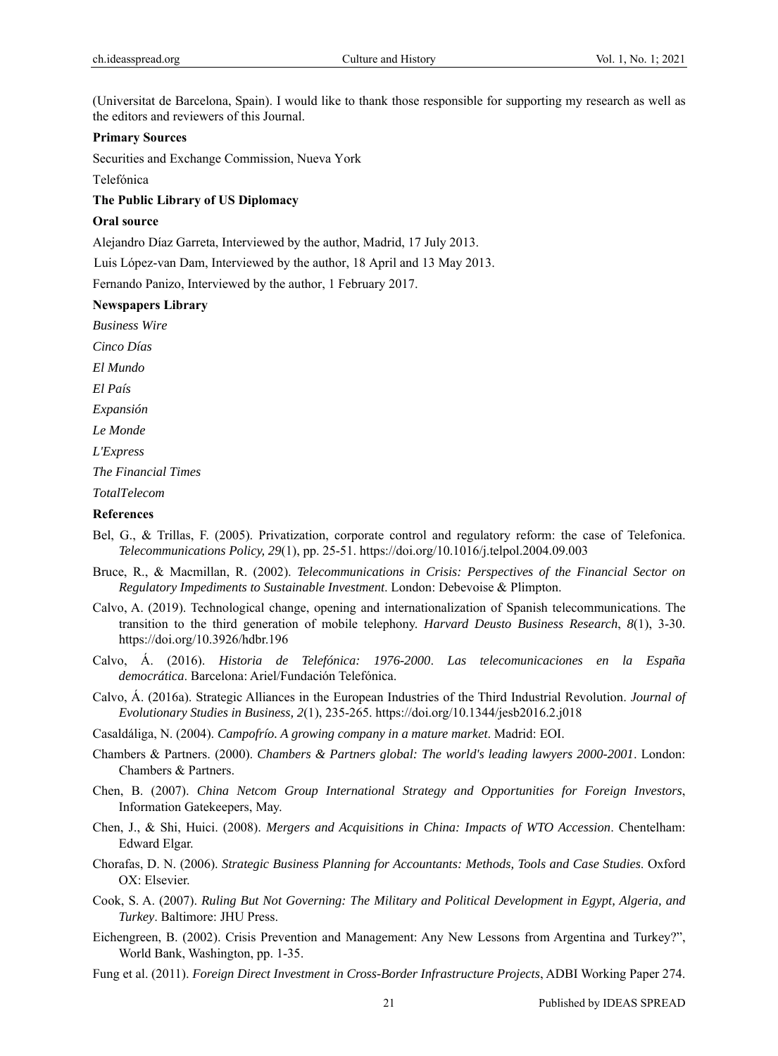(Universitat de Barcelona, Spain). I would like to thank those responsible for supporting my research as well as the editors and reviewers of this Journal.

**Primary Sources**

Securities and Exchange Commission, Nueva York

Telefónica

**The Public Library of US Diplomacy**

**Oral source**

Alejandro Díaz Garreta, Interviewed by the author, Madrid, 17 July 2013.

Luis López-van Dam, Interviewed by the author, 18 April and 13 May 2013.

Fernando Panizo, Interviewed by the author, 1 February 2017.

**Newspapers Library**

*Business Wire*

*Cinco Días*

*El Mundo*

*El País*

*Expansión*

*Le Monde*

*L'Express*

*The Financial Times*

*TotalTelecom*

**References**

Bel, G., & Trillas, F. (2005). Privatization, corporate control and regulatory reform: the case of Telefonica. *Telecommunications Policy, 29*(1), pp. 25-51. https://doi.org/10.1016/j.telpol.2004.09.003

Bruce, R., & Macmillan, R. (2002). *Telecommunications in Crisis: Perspectives of the Financial Sector on Regulatory Impediments to Sustainable Investment*. London: Debevoise & Plimpton.

Calvo, A. (2019). Technological change, opening and internationalization of Spanish telecommunications. The transition to the third generation of mobile telephony. *Harvard Deusto Business Research*, *8*(1), 3-30. https://doi.org/10.3926/hdbr.196

Calvo, Á. (2016). *Historia de Telefónica: 1976-2000*. *Las telecomunicaciones en la España democrática*. Barcelona: Ariel/Fundación Telefónica.

Calvo, Á. (2016a). Strategic Alliances in the European Industries of the Third Industrial Revolution. *Journal of Evolutionary Studies in Business, 2*(1), 235-265. https://doi.org/10.1344/jesb2016.2.j018

Casaldáliga, N. (2004). *Campofrío. A growing company in a mature market*. Madrid: EOI.

Chambers & Partners. (2000). *Chambers & Partners global: The world's leading lawyers 2000-2001*. London: Chambers & Partners.

Chen, B. (2007). *China Netcom Group International Strategy and Opportunities for Foreign Investors*, Information Gatekeepers, May.

Chen, J., & Shi, Huici. (2008). *Mergers and Acquisitions in China: Impacts of WTO Accession*. Chentelham: Edward Elgar.

Chorafas, D. N. (2006). *Strategic Business Planning for Accountants: Methods, Tools and Case Studies*. Oxford OX: Elsevier.

Cook, S. A. (2007). *Ruling But Not Governing: The Military and Political Development in Egypt, Algeria, and Turkey*. Baltimore: JHU Press.

Eichengreen, B. (2002). Crisis Prevention and Management: Any New Lessons from Argentina and Turkey?", World Bank, Washington, pp. 1-35.

Fung et al. (2011). *Foreign Direct Investment in Cross-Border Infrastructure Projects*, ADBI Working Paper 274.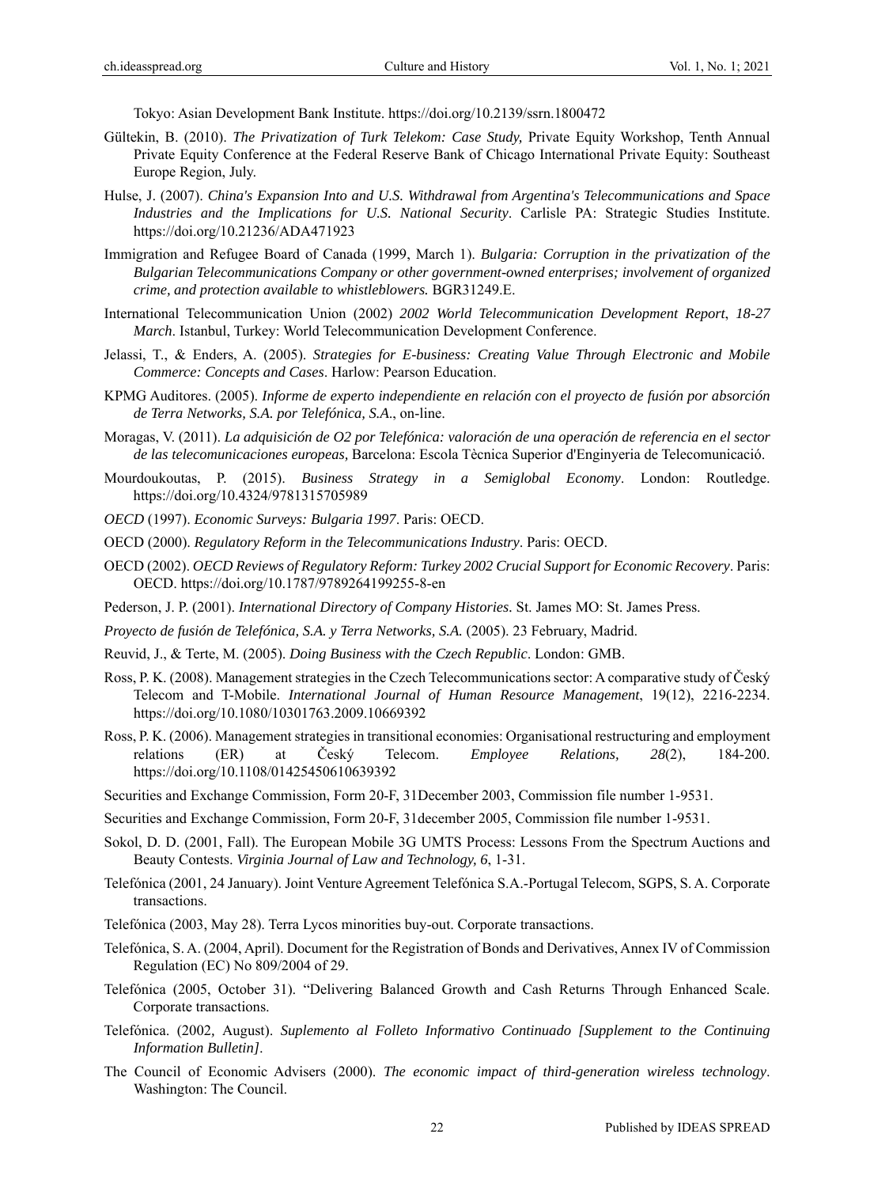Tokyo: Asian Development Bank Institute. https://doi.org/10.2139/ssrn.1800472

Gültekin, B. (2010). *The Privatization of Turk Telekom: Case Study,* Private Equity Workshop, Tenth Annual Private Equity Conference at the Federal Reserve Bank of Chicago International Private Equity: Southeast Europe Region, July.

Hulse, J. (2007). *China's Expansion Into and U.S. Withdrawal from Argentina's Telecommunications and Space Industries and the Implications for U.S. National Security*. Carlisle PA: Strategic Studies Institute. https://doi.org/10.21236/ADA471923

Immigration and Refugee Board of Canada (1999, March 1). *Bulgaria: Corruption in the privatization of the Bulgarian Telecommunications Company or other government-owned enterprises; involvement of organized crime, and protection available to whistleblowers.* BGR31249.E.

International Telecommunication Union (2002) *2002 World Telecommunication Development Report*, *18-27 March*. Istanbul, Turkey: World Telecommunication Development Conference.

Jelassi, T., & Enders, A. (2005). *Strategies for E-business: Creating Value Through Electronic and Mobile Commerce: Concepts and Cases*. Harlow: Pearson Education.

KPMG Auditores. (2005). *Informe de experto independiente en relación con el proyecto de fusión por absorción de Terra Networks, S.A. por Telefónica, S.A.*, on-line.

Moragas, V. (2011). *La adquisición de O2 por Telefónica: valoración de una operación de referencia en el sector de las telecomunicaciones europeas,* Barcelona: Escola Tècnica Superior d'Enginyeria de Telecomunicació.

Mourdoukoutas, P. (2015). *Business Strategy in a Semiglobal Economy*. London: Routledge. https://doi.org/10.4324/9781315705989

*OECD* (1997). *Economic Surveys: Bulgaria 1997*. Paris: OECD.

OECD (2000). *Regulatory Reform in the Telecommunications Industry*. Paris: OECD.

OECD (2002). *OECD Reviews of Regulatory Reform: Turkey 2002 Crucial Support for Economic Recovery*. Paris: OECD. https://doi.org/10.1787/9789264199255-8-en

Pederson, J. P. (2001). *International Directory of Company Histories.* St. James MO: St. James Press.

*Proyecto de fusión de Telefónica, S.A. y Terra Networks, S.A.* (2005). 23 February, Madrid.

Reuvid, J., & Terte, M. (2005). *Doing Business with the Czech Republic*. London: GMB.

Ross, P. K. (2008). Management strategies in the Czech Telecommunications sector: A comparative study of Český Telecom and T-Mobile. *International Journal of Human Resource Management*, 19(12), 2216-2234. https://doi.org/10.1080/10301763.2009.10669392

Ross, P. K. (2006). Management strategies in transitional economies: Organisational restructuring and employment relations (ER) at Český Telecom. *Employee Relations, 28*(2), 184-200. https://doi.org/10.1108/01425450610639392

Securities and Exchange Commission, Form 20-F, 31December 2003, Commission file number 1-9531.

Securities and Exchange Commission, Form 20-F, 31december 2005, Commission file number 1-9531.

Sokol, D. D. (2001, Fall). The European Mobile 3G UMTS Process: Lessons From the Spectrum Auctions and Beauty Contests. *Virginia Journal of Law and Technology, 6*, 1-31.

Telefónica (2001, 24 January). Joint Venture Agreement Telefónica S.A.-Portugal Telecom, SGPS, S. A. Corporate transactions.

Telefónica (2003, May 28). Terra Lycos minorities buy-out. Corporate transactions.

Telefónica, S. A. (2004, April). Document for the Registration of Bonds and Derivatives, Annex IV of Commission Regulation (EC) No 809/2004 of 29.

Telefónica (2005, October 31). "Delivering Balanced Growth and Cash Returns Through Enhanced Scale. Corporate transactions.

Telefónica. (2002, August). *Suplemento al Folleto Informativo Continuado [Supplement to the Continuing Information Bulletin]*.

The Council of Economic Advisers (2000). *The economic impact of third-generation wireless technology*. Washington: The Council.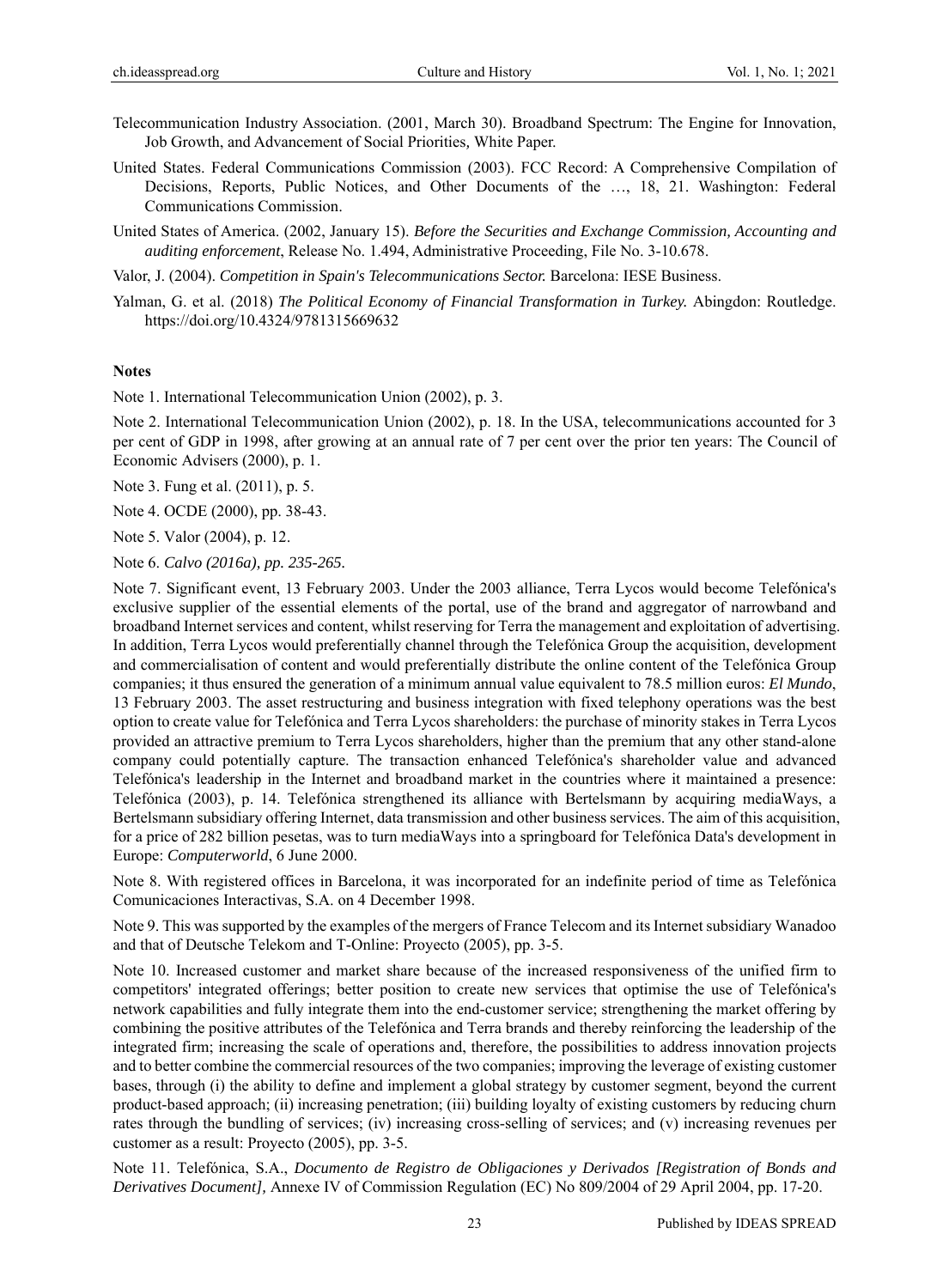Telecommunication Industry Association. (2001, March 30). Broadband Spectrum: The Engine for Innovation, Job Growth, and Advancement of Social Priorities*,* White Paper.

United States. Federal Communications Commission (2003). FCC Record: A Comprehensive Compilation of Decisions, Reports, Public Notices, and Other Documents of the …, 18, 21. Washington: Federal Communications Commission.

United States of America. (2002, January 15). *Before the Securities and Exchange Commission, Accounting and auditing enforcement*, Release No. 1.494, Administrative Proceeding, File No. 3-10.678.

Valor, J. (2004). *Competition in Spain's Telecommunications Sector.* Barcelona: IESE Business.

Yalman, G. et al. (2018) *The Political Economy of Financial Transformation in Turkey.* Abingdon: Routledge. https://doi.org/10.4324/9781315669632

**Notes**

Note 1. International Telecommunication Union (2002), p. 3.

Note 2. International Telecommunication Union (2002), p. 18. In the USA, telecommunications accounted for 3 per cent of GDP in 1998, after growing at an annual rate of 7 per cent over the prior ten years: The Council of Economic Advisers (2000), p. 1.

Note 3. Fung et al. (2011), p. 5.

Note 4. OCDE (2000), pp. 38-43.

Note 5. Valor (2004), p. 12.

Note 6. *Calvo (2016a), pp. 235-265.*

Note 7. Significant event, 13 February 2003. Under the 2003 alliance, Terra Lycos would become Telefónica's exclusive supplier of the essential elements of the portal, use of the brand and aggregator of narrowband and broadband Internet services and content, whilst reserving for Terra the management and exploitation of advertising. In addition, Terra Lycos would preferentially channel through the Telefónica Group the acquisition, development and commercialisation of content and would preferentially distribute the online content of the Telefónica Group companies; it thus ensured the generation of a minimum annual value equivalent to 78.5 million euros: *El Mundo*, 13 February 2003. The asset restructuring and business integration with fixed telephony operations was the best option to create value for Telefónica and Terra Lycos shareholders: the purchase of minority stakes in Terra Lycos provided an attractive premium to Terra Lycos shareholders, higher than the premium that any other stand-alone company could potentially capture. The transaction enhanced Telefónica's shareholder value and advanced Telefónica's leadership in the Internet and broadband market in the countries where it maintained a presence: Telefónica (2003), p. 14. Telefónica strengthened its alliance with Bertelsmann by acquiring mediaWays, a Bertelsmann subsidiary offering Internet, data transmission and other business services. The aim of this acquisition, for a price of 282 billion pesetas, was to turn mediaWays into a springboard for Telefónica Data's development in Europe: *Computerworld*, 6 June 2000.

Note 8. With registered offices in Barcelona, it was incorporated for an indefinite period of time as Telefónica Comunicaciones Interactivas, S.A. on 4 December 1998.

Note 9. This was supported by the examples of the mergers of France Telecom and its Internet subsidiary Wanadoo and that of Deutsche Telekom and T-Online: Proyecto (2005), pp. 3-5.

Note 10. Increased customer and market share because of the increased responsiveness of the unified firm to competitors' integrated offerings; better position to create new services that optimise the use of Telefónica's network capabilities and fully integrate them into the end-customer service; strengthening the market offering by combining the positive attributes of the Telefónica and Terra brands and thereby reinforcing the leadership of the integrated firm; increasing the scale of operations and, therefore, the possibilities to address innovation projects and to better combine the commercial resources of the two companies; improving the leverage of existing customer bases, through (i) the ability to define and implement a global strategy by customer segment, beyond the current product-based approach; (ii) increasing penetration; (iii) building loyalty of existing customers by reducing churn rates through the bundling of services; (iv) increasing cross-selling of services; and (v) increasing revenues per customer as a result: Proyecto (2005), pp. 3-5.

Note 11. Telefónica, S.A., *Documento de Registro de Obligaciones y Derivados [Registration of Bonds and Derivatives Document],* Annexe IV of Commission Regulation (EC) No 809/2004 of 29 April 2004, pp. 17-20.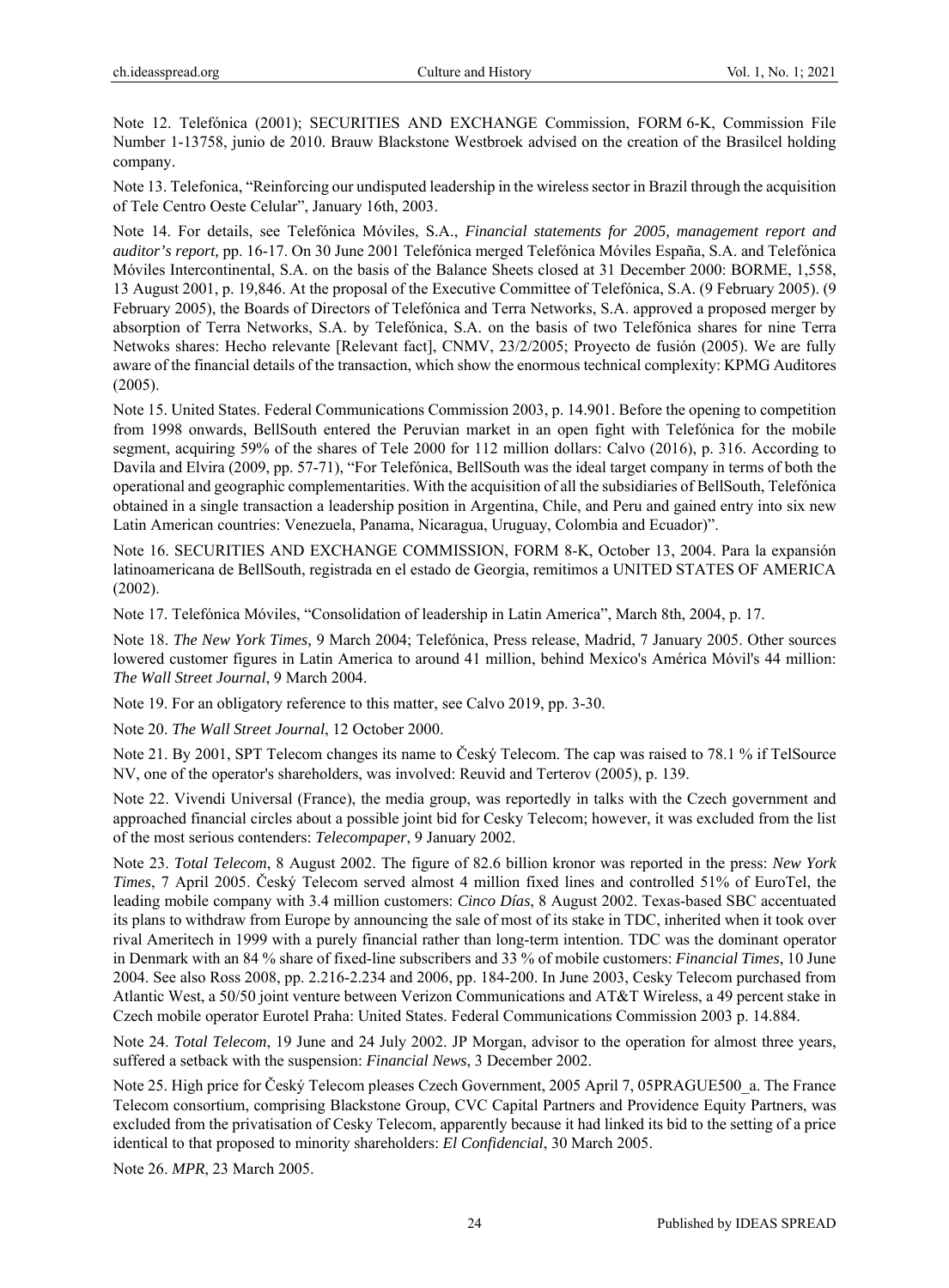Note 12. Telefónica (2001); SECURITIES AND EXCHANGE Commission, FORM 6-K, Commission File Number 1-13758, junio de 2010. Brauw Blackstone Westbroek advised on the creation of the Brasilcel holding company.

Note 13. Telefonica, "Reinforcing our undisputed leadership in the wireless sector in Brazil through the acquisition of Tele Centro Oeste Celular", January 16th, 2003.

Note 14. For details, see Telefónica Móviles, S.A., *Financial statements for 2005, management report and auditor's report,* pp. 16-17. On 30 June 2001 Telefónica merged Telefónica Móviles España, S.A. and Telefónica Móviles Intercontinental, S.A. on the basis of the Balance Sheets closed at 31 December 2000: BORME, 1,558, 13 August 2001, p. 19,846. At the proposal of the Executive Committee of Telefónica, S.A. (9 February 2005). (9 February 2005), the Boards of Directors of Telefónica and Terra Networks, S.A. approved a proposed merger by absorption of Terra Networks, S.A. by Telefónica, S.A. on the basis of two Telefónica shares for nine Terra Netwoks shares: Hecho relevante [Relevant fact], CNMV, 23/2/2005; Proyecto de fusión (2005). We are fully aware of the financial details of the transaction, which show the enormous technical complexity: KPMG Auditores (2005).

Note 15. United States. Federal Communications Commission 2003, p. 14.901. Before the opening to competition from 1998 onwards, BellSouth entered the Peruvian market in an open fight with Telefónica for the mobile segment, acquiring 59% of the shares of Tele 2000 for 112 million dollars: Calvo (2016), p. 316. According to Davila and Elvira (2009, pp. 57-71), "For Telefónica, BellSouth was the ideal target company in terms of both the operational and geographic complementarities. With the acquisition of all the subsidiaries of BellSouth, Telefónica obtained in a single transaction a leadership position in Argentina, Chile, and Peru and gained entry into six new Latin American countries: Venezuela, Panama, Nicaragua, Uruguay, Colombia and Ecuador)".

Note 16. SECURITIES AND EXCHANGE COMMISSION, FORM 8-K, October 13, 2004. Para la expansión latinoamericana de BellSouth, registrada en el estado de Georgia, remitimos a UNITED STATES OF AMERICA (2002).

Note 17. Telefónica Móviles, "Consolidation of leadership in Latin America", March 8th, 2004, p. 17.

Note 18. *The New York Times,* 9 March 2004; Telefónica, Press release, Madrid, 7 January 2005. Other sources lowered customer figures in Latin America to around 41 million, behind Mexico's América Móvil's 44 million: *The Wall Street Journal*, 9 March 2004.

Note 19. For an obligatory reference to this matter, see Calvo 2019, pp. 3-30.

Note 20. *The Wall Street Journal*, 12 October 2000.

Note 21. By 2001, SPT Telecom changes its name to Český Telecom. The cap was raised to 78.1 % if TelSource NV, one of the operator's shareholders, was involved: Reuvid and Terterov (2005), p. 139.

Note 22. Vivendi Universal (France), the media group, was reportedly in talks with the Czech government and approached financial circles about a possible joint bid for Cesky Telecom; however, it was excluded from the list of the most serious contenders: *Telecompaper*, 9 January 2002.

Note 23. *Total Telecom*, 8 August 2002. The figure of 82.6 billion kronor was reported in the press: *New York Times*, 7 April 2005. Český Telecom served almost 4 million fixed lines and controlled 51% of EuroTel, the leading mobile company with 3.4 million customers: *Cinco Días*, 8 August 2002. Texas-based SBC accentuated its plans to withdraw from Europe by announcing the sale of most of its stake in TDC, inherited when it took over rival Ameritech in 1999 with a purely financial rather than long-term intention. TDC was the dominant operator in Denmark with an 84 % share of fixed-line subscribers and 33 % of mobile customers: *Financial Times*, 10 June 2004. See also Ross 2008, pp. 2.216-2.234 and 2006, pp. 184-200. In June 2003, Cesky Telecom purchased from Atlantic West, a 50/50 joint venture between Verizon Communications and AT&T Wireless, a 49 percent stake in Czech mobile operator Eurotel Praha: United States. Federal Communications Commission 2003 p. 14.884.

Note 24. *Total Telecom*, 19 June and 24 July 2002. JP Morgan, advisor to the operation for almost three years, suffered a setback with the suspension: *Financial News*, 3 December 2002.

Note 25. High price for Český Telecom pleases Czech Government, 2005 April 7, 05PRAGUE500_a. The France Telecom consortium, comprising Blackstone Group, CVC Capital Partners and Providence Equity Partners, was excluded from the privatisation of Cesky Telecom, apparently because it had linked its bid to the setting of a price identical to that proposed to minority shareholders: *El Confidencial*, 30 March 2005.

Note 26. *MPR*, 23 March 2005.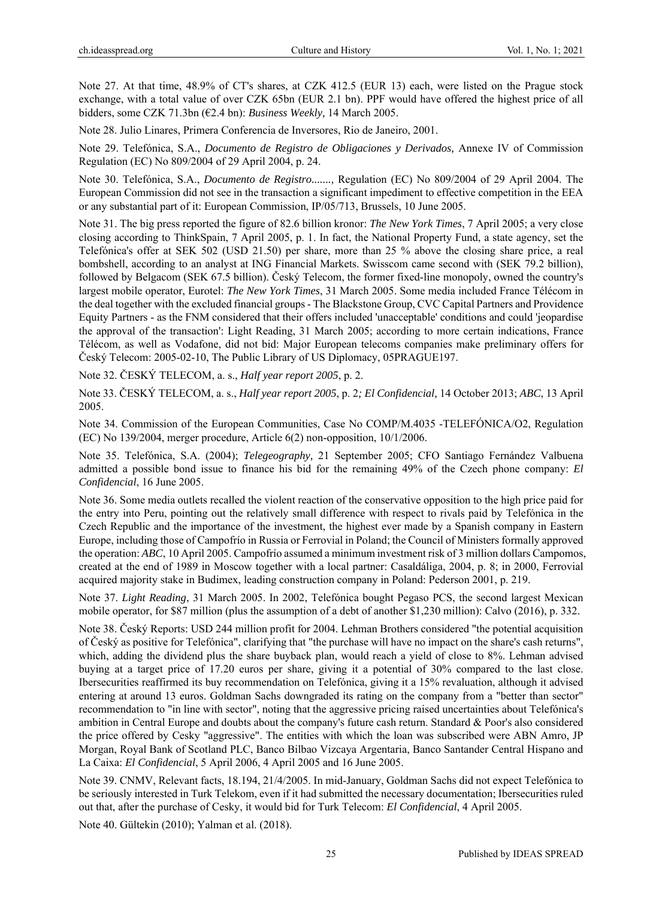Note 27. At that time, 48.9% of CT's shares, at CZK 412.5 (EUR 13) each, were listed on the Prague stock exchange, with a total value of over CZK 65bn (EUR 2.1 bn). PPF would have offered the highest price of all bidders, some CZK 71.3bn (€2.4 bn): *Business Weekly,* 14 March 2005.

Note 28. Julio Linares, Primera Conferencia de Inversores, Rio de Janeiro, 2001.

Note 29. Telefónica, S.A., *Documento de Registro de Obligaciones y Derivados,* Annexe IV of Commission Regulation (EC) No 809/2004 of 29 April 2004, p. 24.

Note 30. Telefónica, S.A., *Documento de Registro.......,* Regulation (EC) No 809/2004 of 29 April 2004. The European Commission did not see in the transaction a significant impediment to effective competition in the EEA or any substantial part of it: European Commission, IP/05/713, Brussels, 10 June 2005.

Note 31. The big press reported the figure of 82.6 billion kronor: *The New York Times*, 7 April 2005; a very close closing according to ThinkSpain, 7 April 2005, p. 1. In fact, the National Property Fund, a state agency, set the Telefónica's offer at SEK 502 (USD 21.50) per share, more than 25 % above the closing share price, a real bombshell, according to an analyst at ING Financial Markets. Swisscom came second with (SEK 79.2 billion), followed by Belgacom (SEK 67.5 billion). Český Telecom, the former fixed-line monopoly, owned the country's largest mobile operator, Eurotel: *The New York Times*, 31 March 2005. Some media included France Télécom in the deal together with the excluded financial groups - The Blackstone Group, CVC Capital Partners and Providence Equity Partners - as the FNM considered that their offers included 'unacceptable' conditions and could 'jeopardise the approval of the transaction': Light Reading, 31 March 2005; according to more certain indications, France Télécom, as well as Vodafone, did not bid: Major European telecoms companies make preliminary offers for Český Telecom: 2005-02-10, The Public Library of US Diplomacy, 05PRAGUE197.

Note 32. ČESKÝ TELECOM, a. s., *Half year report 2005*, p. 2.

Note 33. ČESKÝ TELECOM, a. s., *Half year report 2005*, p. 2*; El Confidencial,* 14 October 2013; *ABC*, 13 April 2005.

Note 34. Commission of the European Communities, Case No COMP/M.4035 -TELEFÓNICA/O2, Regulation (EC) No 139/2004, merger procedure, Article 6(2) non-opposition, 10/1/2006.

Note 35. Telefónica, S.A. (2004); *Telegeography,* 21 September 2005; CFO Santiago Fernández Valbuena admitted a possible bond issue to finance his bid for the remaining 49% of the Czech phone company: *El Confidencial*, 16 June 2005.

Note 36. Some media outlets recalled the violent reaction of the conservative opposition to the high price paid for the entry into Peru, pointing out the relatively small difference with respect to rivals paid by Telefónica in the Czech Republic and the importance of the investment, the highest ever made by a Spanish company in Eastern Europe, including those of Campofrío in Russia or Ferrovial in Poland; the Council of Ministers formally approved the operation: *ABC*, 10 April 2005. Campofrío assumed a minimum investment risk of 3 million dollars Campomos, created at the end of 1989 in Moscow together with a local partner: Casaldáliga, 2004, p. 8; in 2000, Ferrovial acquired majority stake in Budimex, leading construction company in Poland: Pederson 2001, p. 219.

Note 37. *Light Reading*, 31 March 2005. In 2002, Telefónica bought Pegaso PCS, the second largest Mexican mobile operator, for $87 million (plus the assumption of a debt of another $1,230 million): Calvo (2016), p. 332.

Note 38. Český Reports: USD 244 million profit for 2004. Lehman Brothers considered "the potential acquisition of Český as positive for Telefónica", clarifying that "the purchase will have no impact on the share's cash returns", which, adding the dividend plus the share buyback plan, would reach a yield of close to 8%. Lehman advised buying at a target price of 17.20 euros per share, giving it a potential of 30% compared to the last close. Ibersecurities reaffirmed its buy recommendation on Telefónica, giving it a 15% revaluation, although it advised entering at around 13 euros. Goldman Sachs downgraded its rating on the company from a "better than sector" recommendation to "in line with sector", noting that the aggressive pricing raised uncertainties about Telefónica's ambition in Central Europe and doubts about the company's future cash return. Standard & Poor's also considered the price offered by Cesky "aggressive". The entities with which the loan was subscribed were ABN Amro, JP Morgan, Royal Bank of Scotland PLC, Banco Bilbao Vizcaya Argentaria, Banco Santander Central Hispano and La Caixa: *El Confidencial*, 5 April 2006, 4 April 2005 and 16 June 2005.

Note 39. CNMV, Relevant facts, 18.194, 21/4/2005. In mid-January, Goldman Sachs did not expect Telefónica to be seriously interested in Turk Telekom, even if it had submitted the necessary documentation; Ibersecurities ruled out that, after the purchase of Cesky, it would bid for Turk Telecom: *El Confidencial*, 4 April 2005.

Note 40. Gültekin (2010); Yalman et al. (2018).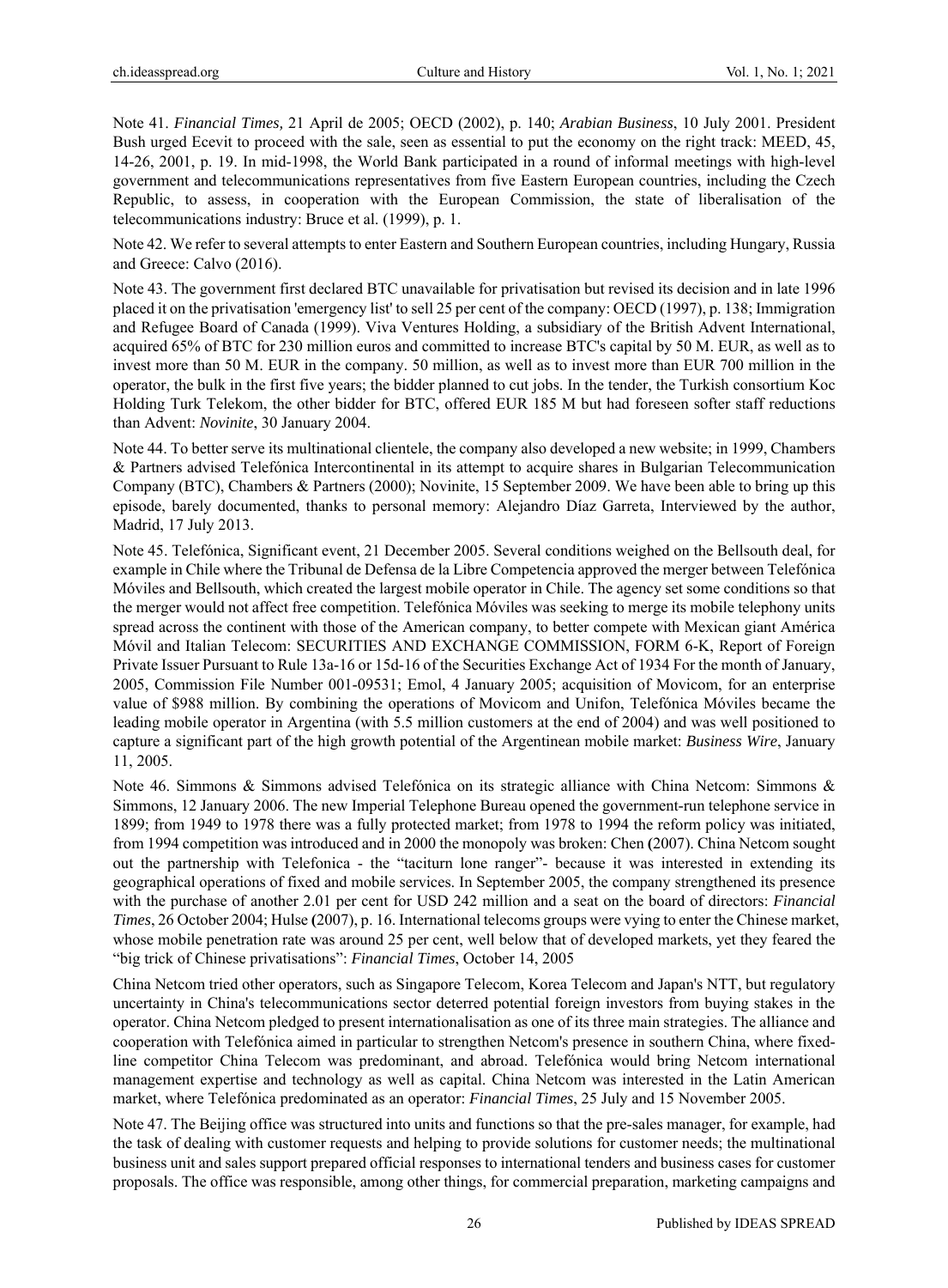Note 41. *Financial Times,* 21 April de 2005; OECD (2002), p. 140; *Arabian Business*, 10 July 2001. President Bush urged Ecevit to proceed with the sale, seen as essential to put the economy on the right track: MEED, 45, 14-26, 2001, p. 19. In mid-1998, the World Bank participated in a round of informal meetings with high-level government and telecommunications representatives from five Eastern European countries, including the Czech Republic, to assess, in cooperation with the European Commission, the state of liberalisation of the telecommunications industry: Bruce et al. (1999), p. 1.

Note 42. We refer to several attempts to enter Eastern and Southern European countries, including Hungary, Russia and Greece: Calvo (2016).

Note 43. The government first declared BTC unavailable for privatisation but revised its decision and in late 1996 placed it on the privatisation 'emergency list' to sell 25 per cent of the company: OECD (1997), p. 138; Immigration and Refugee Board of Canada (1999). Viva Ventures Holding, a subsidiary of the British Advent International, acquired 65% of BTC for 230 million euros and committed to increase BTC's capital by 50 M. EUR, as well as to invest more than 50 M. EUR in the company. 50 million, as well as to invest more than EUR 700 million in the operator, the bulk in the first five years; the bidder planned to cut jobs. In the tender, the Turkish consortium Koc Holding Turk Telekom, the other bidder for BTC, offered EUR 185 M but had foreseen softer staff reductions than Advent: *Novinite*, 30 January 2004.

Note 44. To better serve its multinational clientele, the company also developed a new website; in 1999, Chambers & Partners advised Telefónica Intercontinental in its attempt to acquire shares in Bulgarian Telecommunication Company (BTC), Chambers & Partners (2000); Novinite, 15 September 2009. We have been able to bring up this episode, barely documented, thanks to personal memory: Alejandro Díaz Garreta, Interviewed by the author, Madrid, 17 July 2013.

Note 45. Telefónica, Significant event, 21 December 2005. Several conditions weighed on the Bellsouth deal, for example in Chile where the Tribunal de Defensa de la Libre Competencia approved the merger between Telefónica Móviles and Bellsouth, which created the largest mobile operator in Chile. The agency set some conditions so that the merger would not affect free competition. Telefónica Móviles was seeking to merge its mobile telephony units spread across the continent with those of the American company, to better compete with Mexican giant América Móvil and Italian Telecom: SECURITIES AND EXCHANGE COMMISSION, FORM 6-K, Report of Foreign Private Issuer Pursuant to Rule 13a-16 or 15d-16 of the Securities Exchange Act of 1934 For the month of January, 2005, Commission File Number 001-09531; Emol, 4 January 2005; acquisition of Movicom, for an enterprise value of $988 million. By combining the operations of Movicom and Unifon, Telefónica Móviles became the leading mobile operator in Argentina (with 5.5 million customers at the end of 2004) and was well positioned to capture a significant part of the high growth potential of the Argentinean mobile market: *Business Wire*, January 11, 2005.

Note 46. Simmons & Simmons advised Telefónica on its strategic alliance with China Netcom: Simmons & Simmons, 12 January 2006. The new Imperial Telephone Bureau opened the government-run telephone service in 1899; from 1949 to 1978 there was a fully protected market; from 1978 to 1994 the reform policy was initiated, from 1994 competition was introduced and in 2000 the monopoly was broken: Chen (2007). China Netcom sought out the partnership with Telefonica - the "taciturn lone ranger"- because it was interested in extending its geographical operations of fixed and mobile services. In September 2005, the company strengthened its presence with the purchase of another 2.01 per cent for USD 242 million and a seat on the board of directors: *Financial Times*, 26 October 2004; Hulse (2007), p. 16. International telecoms groups were vying to enter the Chinese market, whose mobile penetration rate was around 25 per cent, well below that of developed markets, yet they feared the "big trick of Chinese privatisations": *Financial Times*, October 14, 2005

China Netcom tried other operators, such as Singapore Telecom, Korea Telecom and Japan's NTT, but regulatory uncertainty in China's telecommunications sector deterred potential foreign investors from buying stakes in the operator. China Netcom pledged to present internationalisation as one of its three main strategies. The alliance and cooperation with Telefónica aimed in particular to strengthen Netcom's presence in southern China, where fixed-line competitor China Telecom was predominant, and abroad. Telefónica would bring Netcom international management expertise and technology as well as capital. China Netcom was interested in the Latin American market, where Telefónica predominated as an operator: *Financial Times*, 25 July and 15 November 2005.

Note 47. The Beijing office was structured into units and functions so that the pre-sales manager, for example, had the task of dealing with customer requests and helping to provide solutions for customer needs; the multinational business unit and sales support prepared official responses to international tenders and business cases for customer proposals. The office was responsible, among other things, for commercial preparation, marketing campaigns and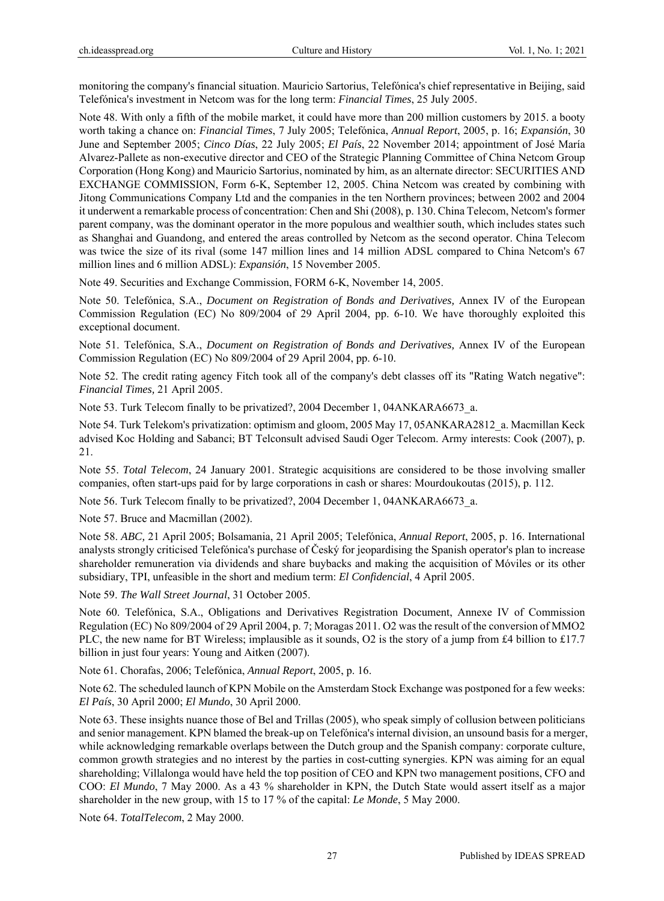monitoring the company's financial situation. Mauricio Sartorius, Telefónica's chief representative in Beijing, said Telefónica's investment in Netcom was for the long term: *Financial Times*, 25 July 2005.

Note 48. With only a fifth of the mobile market, it could have more than 200 million customers by 2015. a booty worth taking a chance on: *Financial Times*, 7 July 2005; Telefónica, *Annual Report*, 2005, p. 16; *Expansión*, 30 June and September 2005; *Cinco Días*, 22 July 2005; *El País*, 22 November 2014; appointment of José María Alvarez-Pallete as non-executive director and CEO of the Strategic Planning Committee of China Netcom Group Corporation (Hong Kong) and Mauricio Sartorius, nominated by him, as an alternate director: SECURITIES AND EXCHANGE COMMISSION, Form 6-K, September 12, 2005. China Netcom was created by combining with Jitong Communications Company Ltd and the companies in the ten Northern provinces; between 2002 and 2004 it underwent a remarkable process of concentration: Chen and Shi (2008), p. 130. China Telecom, Netcom's former parent company, was the dominant operator in the more populous and wealthier south, which includes states such as Shanghai and Guandong, and entered the areas controlled by Netcom as the second operator. China Telecom was twice the size of its rival (some 147 million lines and 14 million ADSL compared to China Netcom's 67 million lines and 6 million ADSL): *Expansión*, 15 November 2005.

Note 49. Securities and Exchange Commission, FORM 6-K, November 14, 2005.

Note 50. Telefónica, S.A., *Document on Registration of Bonds and Derivatives,* Annex IV of the European Commission Regulation (EC) No 809/2004 of 29 April 2004, pp. 6-10. We have thoroughly exploited this exceptional document.

Note 51. Telefónica, S.A., *Document on Registration of Bonds and Derivatives,* Annex IV of the European Commission Regulation (EC) No 809/2004 of 29 April 2004, pp. 6-10.

Note 52. The credit rating agency Fitch took all of the company's debt classes off its "Rating Watch negative": *Financial Times,* 21 April 2005.

Note 53. Turk Telecom finally to be privatized?, 2004 December 1, 04ANKARA6673_a.

Note 54. Turk Telekom's privatization: optimism and gloom, 2005 May 17, 05ANKARA2812_a. Macmillan Keck advised Koc Holding and Sabanci; BT Telconsult advised Saudi Oger Telecom. Army interests: Cook (2007), p. 21.

Note 55. *Total Telecom*, 24 January 2001. Strategic acquisitions are considered to be those involving smaller companies, often start-ups paid for by large corporations in cash or shares: Mourdoukoutas (2015), p. 112.

Note 56. Turk Telecom finally to be privatized?, 2004 December 1, 04ANKARA6673_a.

Note 57. Bruce and Macmillan (2002).

Note 58. *ABC,* 21 April 2005; Bolsamania, 21 April 2005; Telefónica, *Annual Report*, 2005, p. 16. International analysts strongly criticised Telefónica's purchase of Český for jeopardising the Spanish operator's plan to increase shareholder remuneration via dividends and share buybacks and making the acquisition of Móviles or its other subsidiary, TPI, unfeasible in the short and medium term: *El Confidencial*, 4 April 2005.

Note 59. *The Wall Street Journal*, 31 October 2005.

Note 60. Telefónica, S.A., Obligations and Derivatives Registration Document, Annexe IV of Commission Regulation (EC) No 809/2004 of 29 April 2004, p. 7; Moragas 2011. O2 was the result of the conversion of MMO2 PLC, the new name for BT Wireless; implausible as it sounds, O2 is the story of a jump from £4 billion to £17.7 billion in just four years: Young and Aitken (2007).

Note 61. Chorafas, 2006; Telefónica, *Annual Report*, 2005, p. 16.

Note 62. The scheduled launch of KPN Mobile on the Amsterdam Stock Exchange was postponed for a few weeks: *El País*, 30 April 2000; *El Mundo*, 30 April 2000.

Note 63. These insights nuance those of Bel and Trillas (2005), who speak simply of collusion between politicians and senior management. KPN blamed the break-up on Telefónica's internal division, an unsound basis for a merger, while acknowledging remarkable overlaps between the Dutch group and the Spanish company: corporate culture, common growth strategies and no interest by the parties in cost-cutting synergies. KPN was aiming for an equal shareholding; Villalonga would have held the top position of CEO and KPN two management positions, CFO and COO: *El Mundo*, 7 May 2000. As a 43 % shareholder in KPN, the Dutch State would assert itself as a major shareholder in the new group, with 15 to 17 % of the capital: *Le Monde*, 5 May 2000.

Note 64. *TotalTelecom*, 2 May 2000.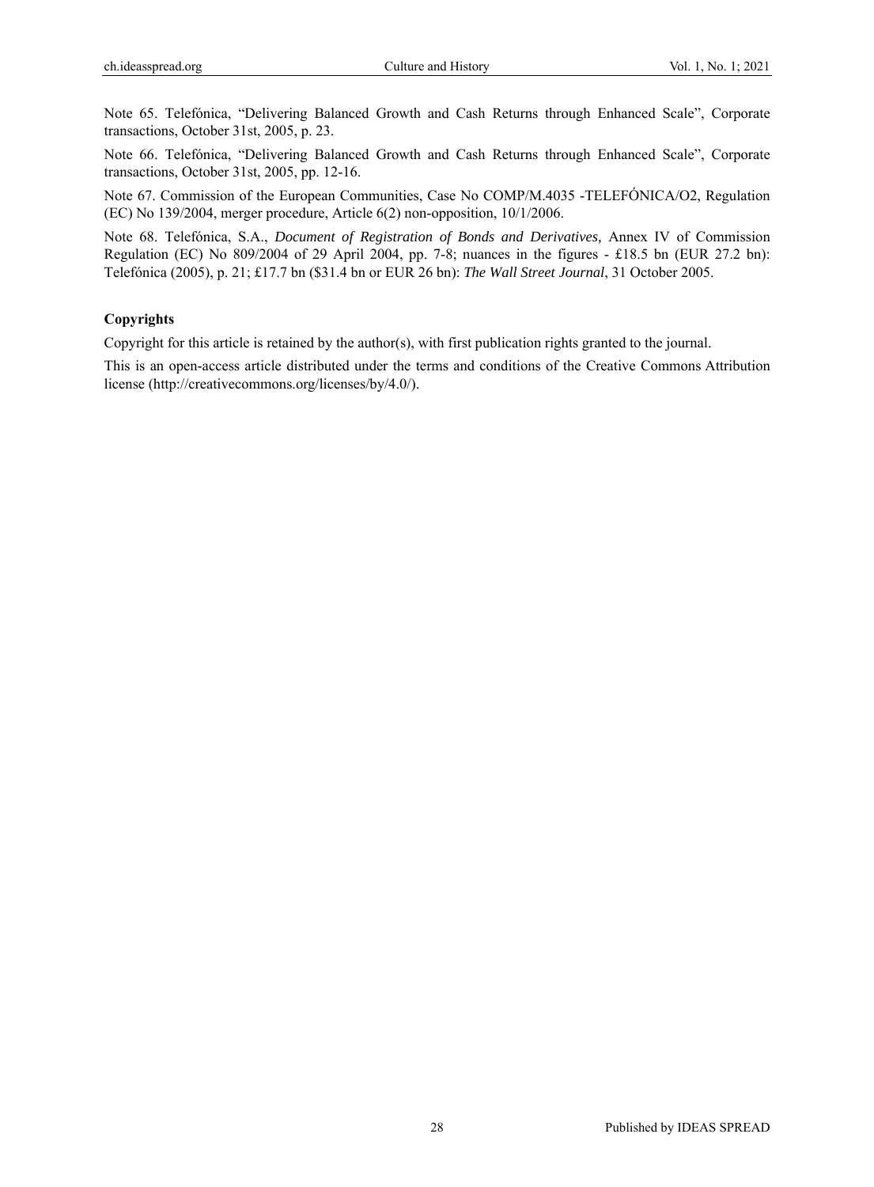Note 65. Telefónica, “Delivering Balanced Growth and Cash Returns through Enhanced Scale”, Corporate transactions, October 31st, 2005, p. 23.

Note 66. Telefónica, “Delivering Balanced Growth and Cash Returns through Enhanced Scale”, Corporate transactions, October 31st, 2005, pp. 12-16.

Note 67. Commission of the European Communities, Case No COMP/M.4035 -TELEFÓNICA/O2, Regulation (EC) No 139/2004, merger procedure, Article 6(2) non-opposition, 10/1/2006.

Note 68. Telefónica, S.A., *Document of Registration of Bonds and Derivatives,* Annex IV of Commission Regulation (EC) No 809/2004 of 29 April 2004, pp. 7-8; nuances in the figures - £18.5 bn (EUR 27.2 bn): Telefónica (2005), p. 21; £17.7 bn ($31.4 bn or EUR 26 bn): *The Wall Street Journal*, 31 October 2005.

**Copyrights**

Copyright for this article is retained by the author(s), with first publication rights granted to the journal.

This is an open-access article distributed under the terms and conditions of the Creative Commons Attribution license (http://creativecommons.org/licenses/by/4.0/).